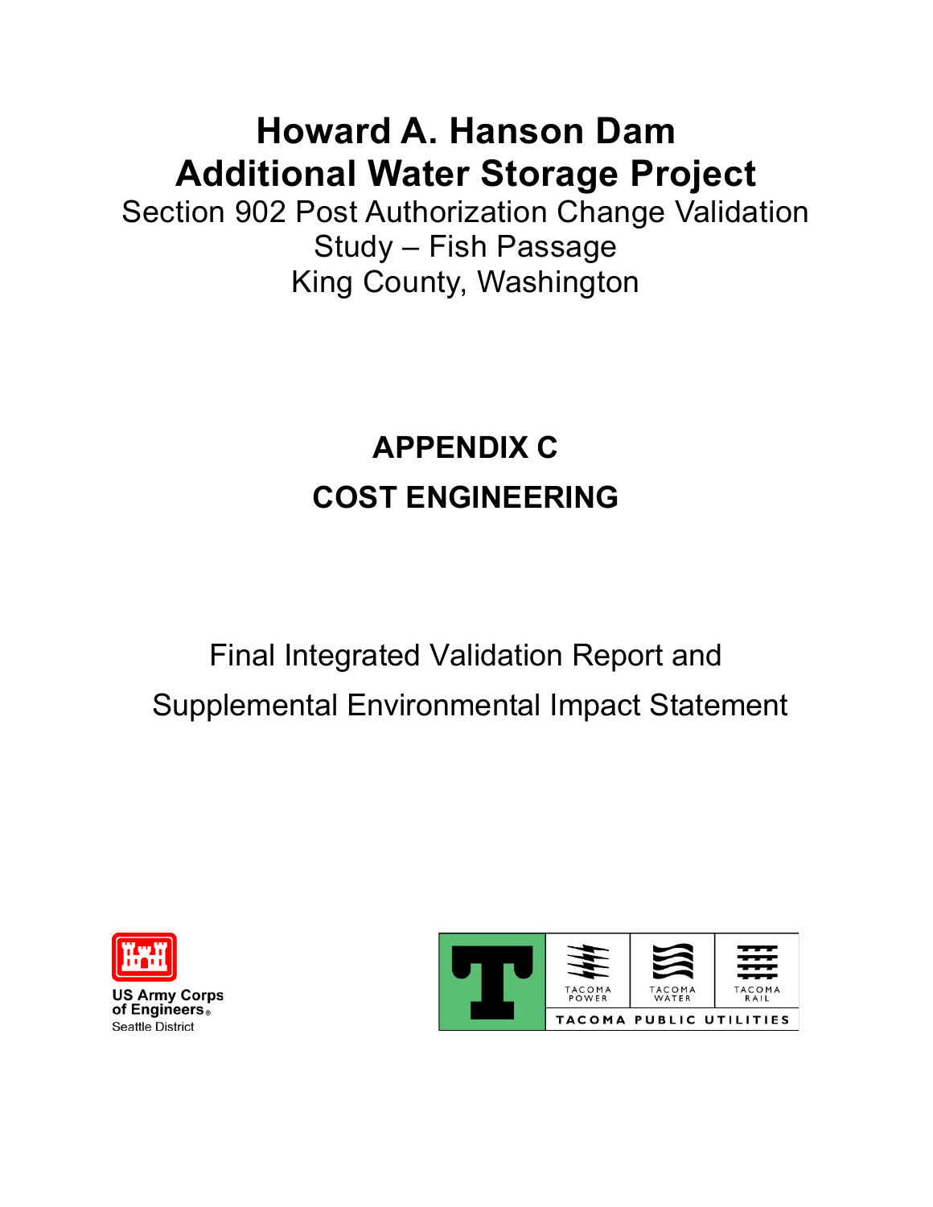# Howard A. Hanson Dam Additional Water Storage Project

Section 902 Post Authorization Change Validation Study – Fish Passage

King County, Washington

## APPENDIX C

## COST ENGINEERING

Final Integrated Validation Report and

Supplemental Environmental Impact Statement

US Army Corps of Engineers®
Seattle District

TACOMA POWER
TACOMA WATER
TACOMA RAIL
TACOMA PUBLIC UTILITIES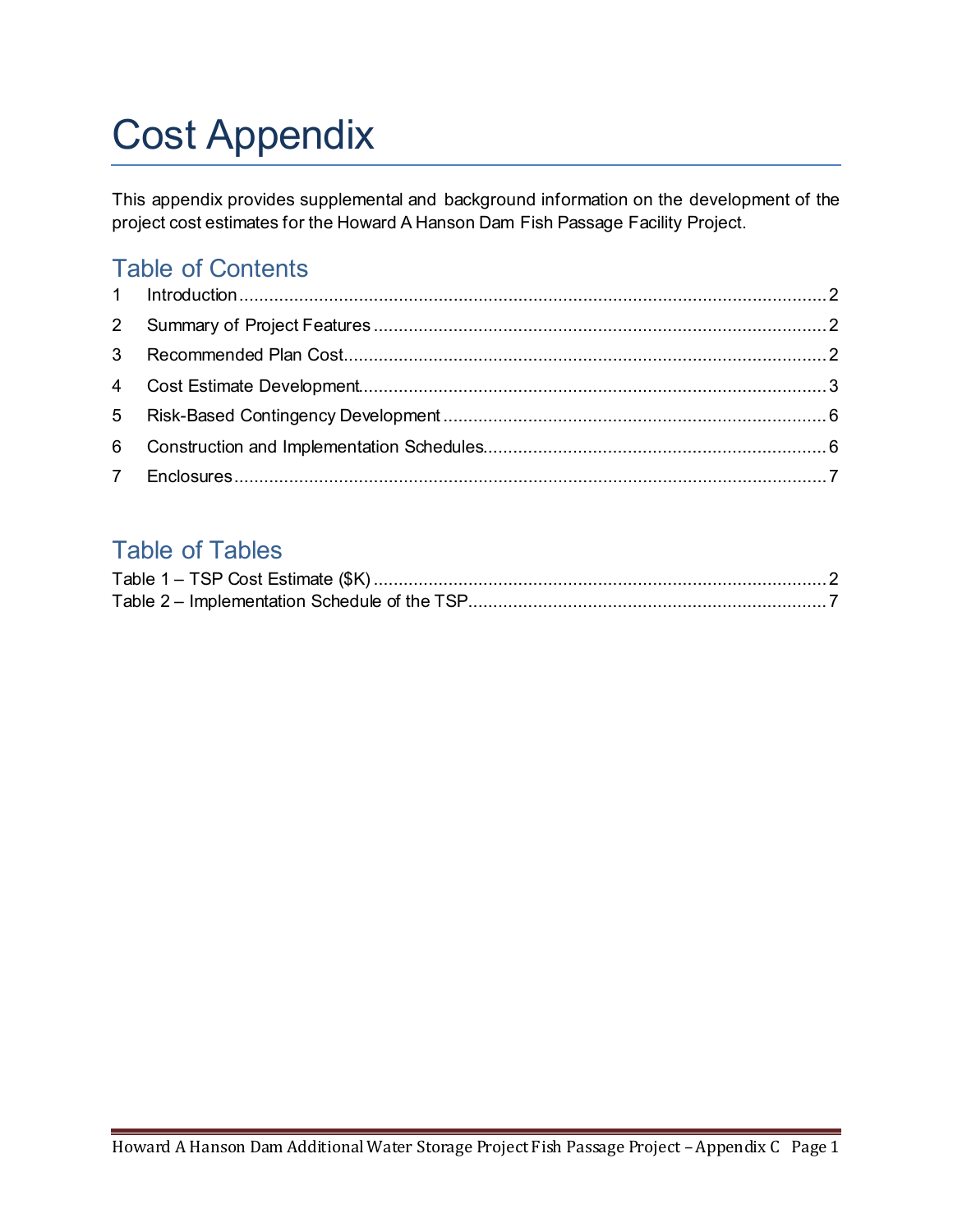# Cost Appendix

This appendix provides supplemental and background information on the development of the project cost estimates for the Howard A Hanson Dam Fish Passage Facility Project.

## Table of Contents

1 Introduction ........................................................ 2

2 Summary of Project Features ........................................................ 2

3 Recommended Plan Cost ........................................................ 2

4 Cost Estimate Development ........................................................ 3

5 Risk-Based Contingency Development ........................................................ 6

6 Construction and Implementation Schedules ........................................................ 6

7 Enclosures ........................................................ 7

## Table of Tables

Table 1 – TSP Cost Estimate ($K) ........................................................ 2

Table 2 – Implementation Schedule of the TSP ........................................................ 7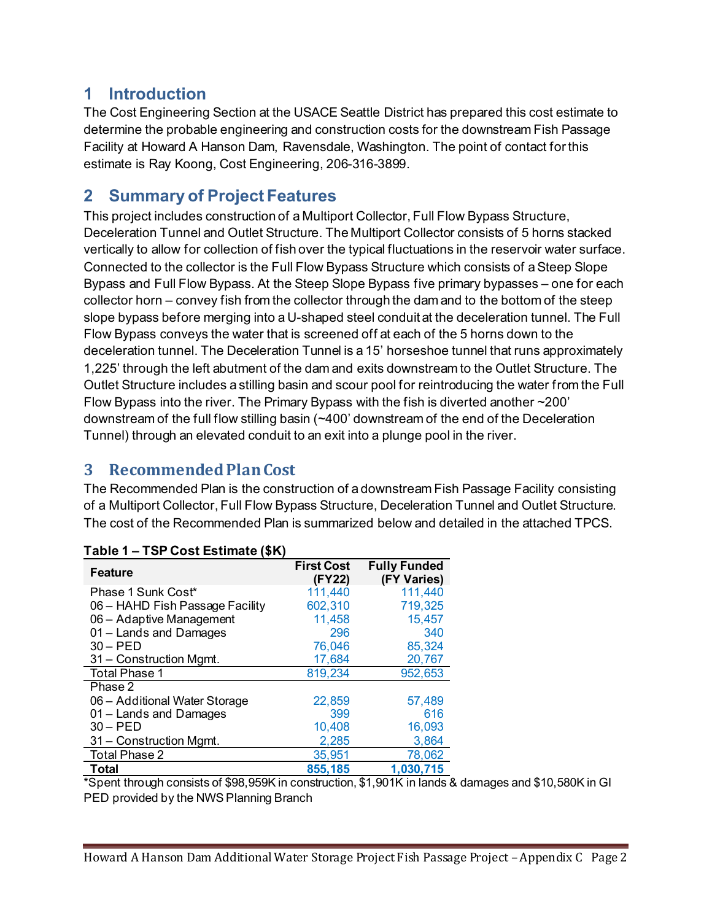# 1 Introduction

The Cost Engineering Section at the USACE Seattle District has prepared this cost estimate to determine the probable engineering and construction costs for the downstream Fish Passage Facility at Howard A Hanson Dam, Ravensdale, Washington. The point of contact for this estimate is Ray Koong, Cost Engineering, 206-316-3899.

# 2 Summary of Project Features

This project includes construction of a Multiport Collector, Full Flow Bypass Structure, Deceleration Tunnel and Outlet Structure. The Multiport Collector consists of 5 horns stacked vertically to allow for collection of fish over the typical fluctuations in the reservoir water surface. Connected to the collector is the Full Flow Bypass Structure which consists of a Steep Slope Bypass and Full Flow Bypass. At the Steep Slope Bypass five primary bypasses – one for each collector horn – convey fish from the collector through the dam and to the bottom of the steep slope bypass before merging into a U-shaped steel conduit at the deceleration tunnel. The Full Flow Bypass conveys the water that is screened off at each of the 5 horns down to the deceleration tunnel. The Deceleration Tunnel is a 15' horseshoe tunnel that runs approximately 1,225' through the left abutment of the dam and exits downstream to the Outlet Structure. The Outlet Structure includes a stilling basin and scour pool for reintroducing the water from the Full Flow Bypass into the river. The Primary Bypass with the fish is diverted another ~200' downstream of the full flow stilling basin (~400' downstream of the end of the Deceleration Tunnel) through an elevated conduit to an exit into a plunge pool in the river.

# 3 Recommended Plan Cost

The Recommended Plan is the construction of a downstream Fish Passage Facility consisting of a Multiport Collector, Full Flow Bypass Structure, Deceleration Tunnel and Outlet Structure. The cost of the Recommended Plan is summarized below and detailed in the attached TPCS.

**Table 1 – TSP Cost Estimate ($K)**

| Feature | First Cost (FY22) | Fully Funded (FY Varies) |
|---|---|---|
| Phase 1 Sunk Cost* | 111,440 | 111,440 |
| 06 – HAHD Fish Passage Facility | 602,310 | 719,325 |
| 06 – Adaptive Management | 11,458 | 15,457 |
| 01 – Lands and Damages | 296 | 340 |
| 30 – PED | 76,046 | 85,324 |
| 31 – Construction Mgmt. | 17,684 | 20,767 |
| Total Phase 1 | 819,234 | 952,653 |
| Phase 2 | | |
| 06 – Additional Water Storage | 22,859 | 57,489 |
| 01 – Lands and Damages | 399 | 616 |
| 30 – PED | 10,408 | 16,093 |
| 31 – Construction Mgmt. | 2,285 | 3,864 |
| Total Phase 2 | 35,951 | 78,062 |
| **Total** | **855,185** | **1,030,715** |

*Spent through consists of $98,959K in construction, $1,901K in lands & damages and $10,580K in GI PED provided by the NWS Planning Branch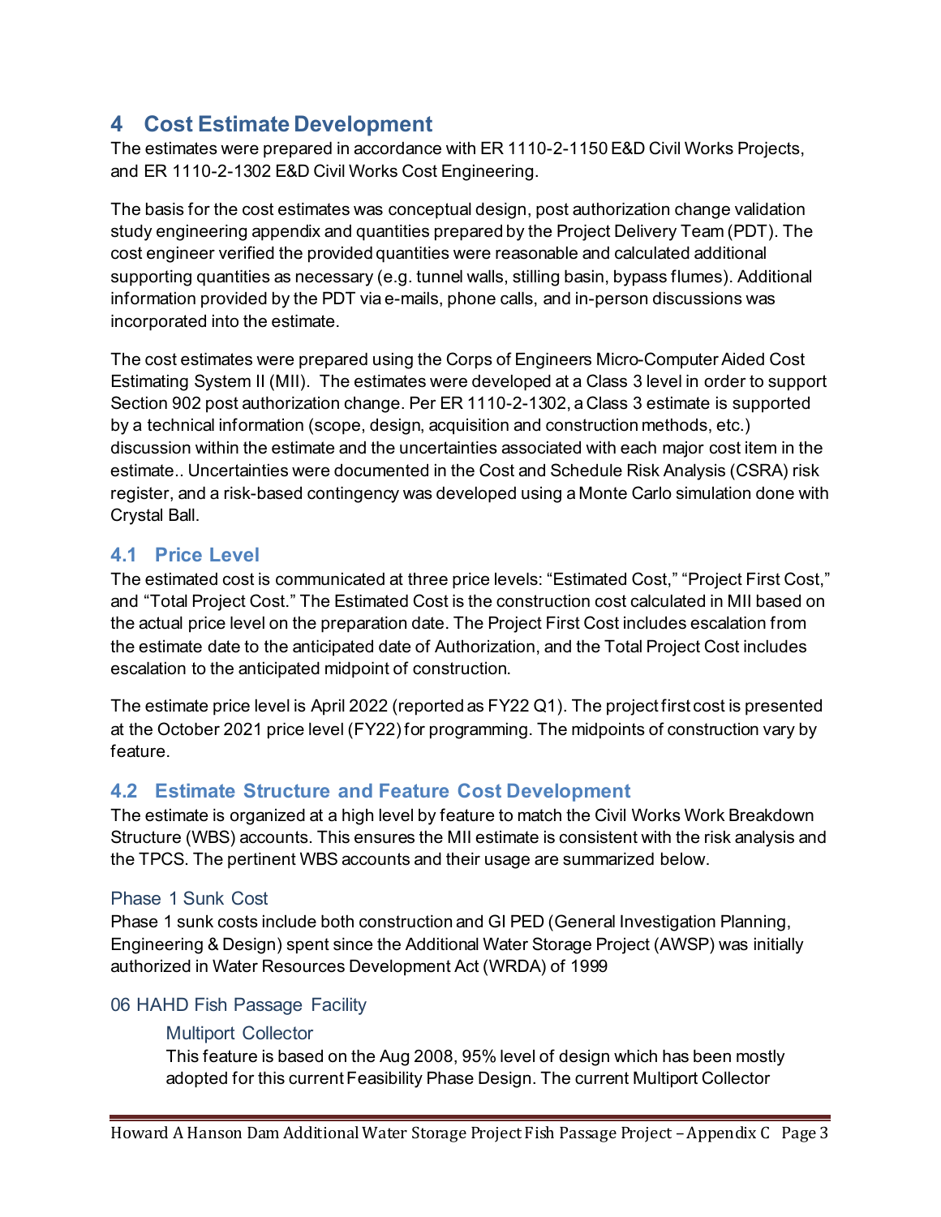# 4 Cost Estimate Development

The estimates were prepared in accordance with ER 1110-2-1150 E&D Civil Works Projects, and ER 1110-2-1302 E&D Civil Works Cost Engineering.

The basis for the cost estimates was conceptual design, post authorization change validation study engineering appendix and quantities prepared by the Project Delivery Team (PDT). The cost engineer verified the provided quantities were reasonable and calculated additional supporting quantities as necessary (e.g. tunnel walls, stilling basin, bypass flumes). Additional information provided by the PDT via e-mails, phone calls, and in-person discussions was incorporated into the estimate.

The cost estimates were prepared using the Corps of Engineers Micro-Computer Aided Cost Estimating System II (MII). The estimates were developed at a Class 3 level in order to support Section 902 post authorization change. Per ER 1110-2-1302, a Class 3 estimate is supported by a technical information (scope, design, acquisition and construction methods, etc.) discussion within the estimate and the uncertainties associated with each major cost item in the estimate.. Uncertainties were documented in the Cost and Schedule Risk Analysis (CSRA) risk register, and a risk-based contingency was developed using a Monte Carlo simulation done with Crystal Ball.

## 4.1 Price Level

The estimated cost is communicated at three price levels: "Estimated Cost," "Project First Cost," and "Total Project Cost." The Estimated Cost is the construction cost calculated in MII based on the actual price level on the preparation date. The Project First Cost includes escalation from the estimate date to the anticipated date of Authorization, and the Total Project Cost includes escalation to the anticipated midpoint of construction.

The estimate price level is April 2022 (reported as FY22 Q1). The project first cost is presented at the October 2021 price level (FY22) for programming. The midpoints of construction vary by feature.

## 4.2 Estimate Structure and Feature Cost Development

The estimate is organized at a high level by feature to match the Civil Works Work Breakdown Structure (WBS) accounts. This ensures the MII estimate is consistent with the risk analysis and the TPCS. The pertinent WBS accounts and their usage are summarized below.

### Phase 1 Sunk Cost

Phase 1 sunk costs include both construction and GI PED (General Investigation Planning, Engineering & Design) spent since the Additional Water Storage Project (AWSP) was initially authorized in Water Resources Development Act (WRDA) of 1999

### 06 HAHD Fish Passage Facility

#### Multiport Collector

This feature is based on the Aug 2008, 95% level of design which has been mostly adopted for this current Feasibility Phase Design. The current Multiport Collector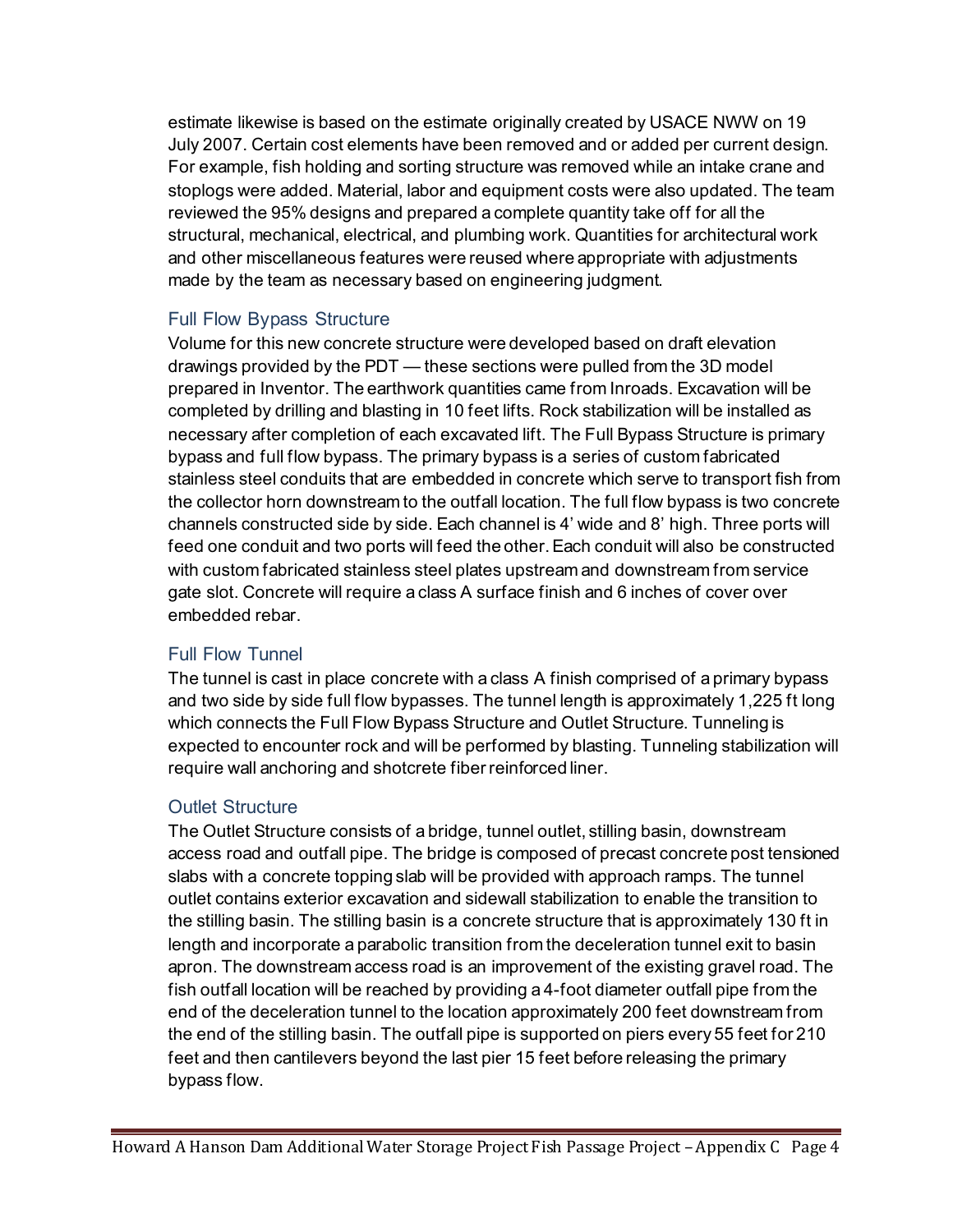estimate likewise is based on the estimate originally created by USACE NWW on 19 July 2007. Certain cost elements have been removed and or added per current design. For example, fish holding and sorting structure was removed while an intake crane and stoplogs were added. Material, labor and equipment costs were also updated. The team reviewed the 95% designs and prepared a complete quantity take off for all the structural, mechanical, electrical, and plumbing work. Quantities for architectural work and other miscellaneous features were reused where appropriate with adjustments made by the team as necessary based on engineering judgment.

### Full Flow Bypass Structure

Volume for this new concrete structure were developed based on draft elevation drawings provided by the PDT — these sections were pulled from the 3D model prepared in Inventor. The earthwork quantities came from Inroads. Excavation will be completed by drilling and blasting in 10 feet lifts. Rock stabilization will be installed as necessary after completion of each excavated lift. The Full Bypass Structure is primary bypass and full flow bypass. The primary bypass is a series of custom fabricated stainless steel conduits that are embedded in concrete which serve to transport fish from the collector horn downstream to the outfall location. The full flow bypass is two concrete channels constructed side by side. Each channel is 4' wide and 8' high. Three ports will feed one conduit and two ports will feed the other. Each conduit will also be constructed with custom fabricated stainless steel plates upstream and downstream from service gate slot. Concrete will require a class A surface finish and 6 inches of cover over embedded rebar.

### Full Flow Tunnel

The tunnel is cast in place concrete with a class A finish comprised of a primary bypass and two side by side full flow bypasses. The tunnel length is approximately 1,225 ft long which connects the Full Flow Bypass Structure and Outlet Structure. Tunneling is expected to encounter rock and will be performed by blasting. Tunneling stabilization will require wall anchoring and shotcrete fiber reinforced liner.

### Outlet Structure

The Outlet Structure consists of a bridge, tunnel outlet, stilling basin, downstream access road and outfall pipe. The bridge is composed of precast concrete post tensioned slabs with a concrete topping slab will be provided with approach ramps. The tunnel outlet contains exterior excavation and sidewall stabilization to enable the transition to the stilling basin. The stilling basin is a concrete structure that is approximately 130 ft in length and incorporate a parabolic transition from the deceleration tunnel exit to basin apron. The downstream access road is an improvement of the existing gravel road. The fish outfall location will be reached by providing a 4-foot diameter outfall pipe from the end of the deceleration tunnel to the location approximately 200 feet downstream from the end of the stilling basin. The outfall pipe is supported on piers every 55 feet for 210 feet and then cantilevers beyond the last pier 15 feet before releasing the primary bypass flow.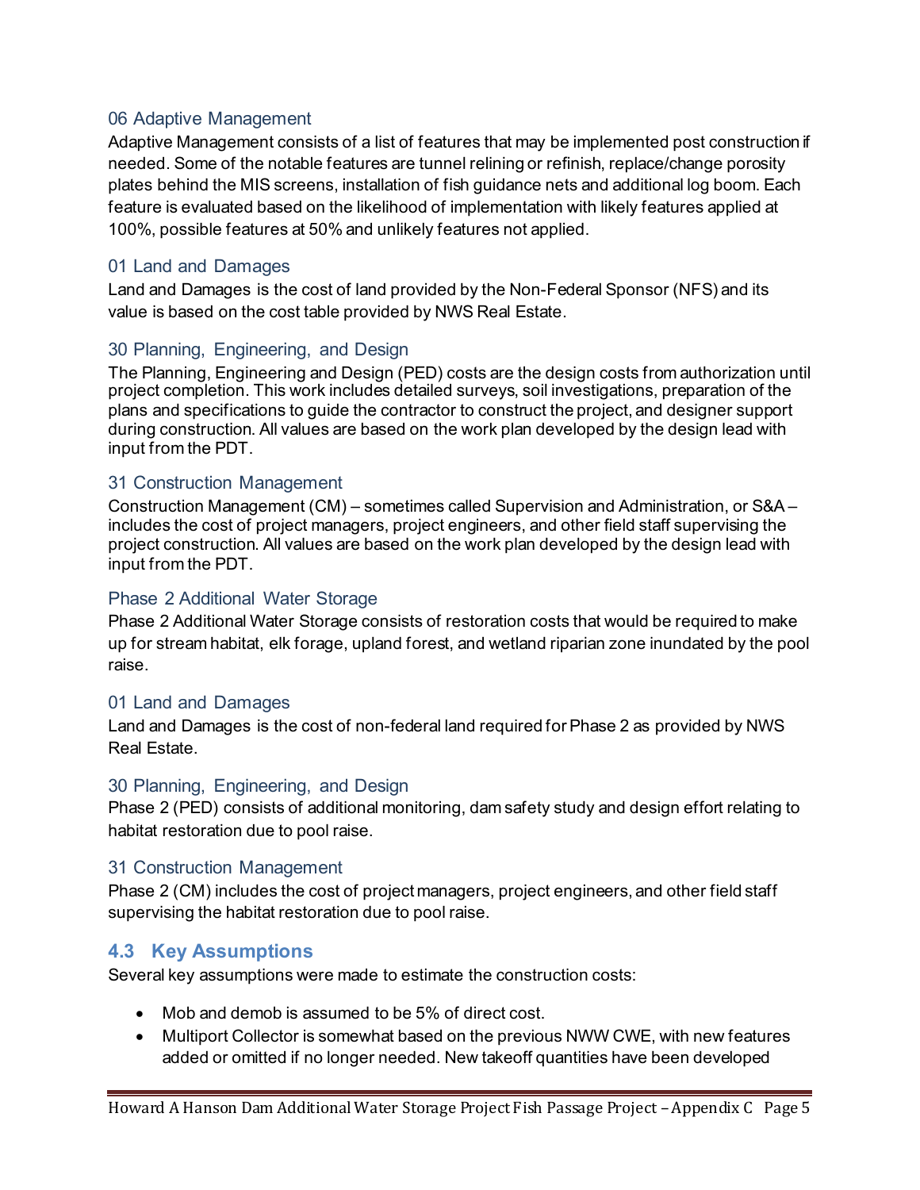### 06 Adaptive Management

Adaptive Management consists of a list of features that may be implemented post construction if needed. Some of the notable features are tunnel relining or refinish, replace/change porosity plates behind the MIS screens, installation of fish guidance nets and additional log boom. Each feature is evaluated based on the likelihood of implementation with likely features applied at 100%, possible features at 50% and unlikely features not applied.

### 01 Land and Damages

Land and Damages is the cost of land provided by the Non-Federal Sponsor (NFS) and its value is based on the cost table provided by NWS Real Estate.

### 30 Planning, Engineering, and Design

The Planning, Engineering and Design (PED) costs are the design costs from authorization until project completion. This work includes detailed surveys, soil investigations, preparation of the plans and specifications to guide the contractor to construct the project, and designer support during construction. All values are based on the work plan developed by the design lead with input from the PDT.

### 31 Construction Management

Construction Management (CM) – sometimes called Supervision and Administration, or S&A – includes the cost of project managers, project engineers, and other field staff supervising the project construction. All values are based on the work plan developed by the design lead with input from the PDT.

### Phase 2 Additional Water Storage

Phase 2 Additional Water Storage consists of restoration costs that would be required to make up for stream habitat, elk forage, upland forest, and wetland riparian zone inundated by the pool raise.

### 01 Land and Damages

Land and Damages is the cost of non-federal land required for Phase 2 as provided by NWS Real Estate.

### 30 Planning, Engineering, and Design

Phase 2 (PED) consists of additional monitoring, dam safety study and design effort relating to habitat restoration due to pool raise.

### 31 Construction Management

Phase 2 (CM) includes the cost of project managers, project engineers, and other field staff supervising the habitat restoration due to pool raise.

## 4.3 Key Assumptions

Several key assumptions were made to estimate the construction costs:

- Mob and demob is assumed to be 5% of direct cost.
- Multiport Collector is somewhat based on the previous NWW CWE, with new features added or omitted if no longer needed. New takeoff quantities have been developed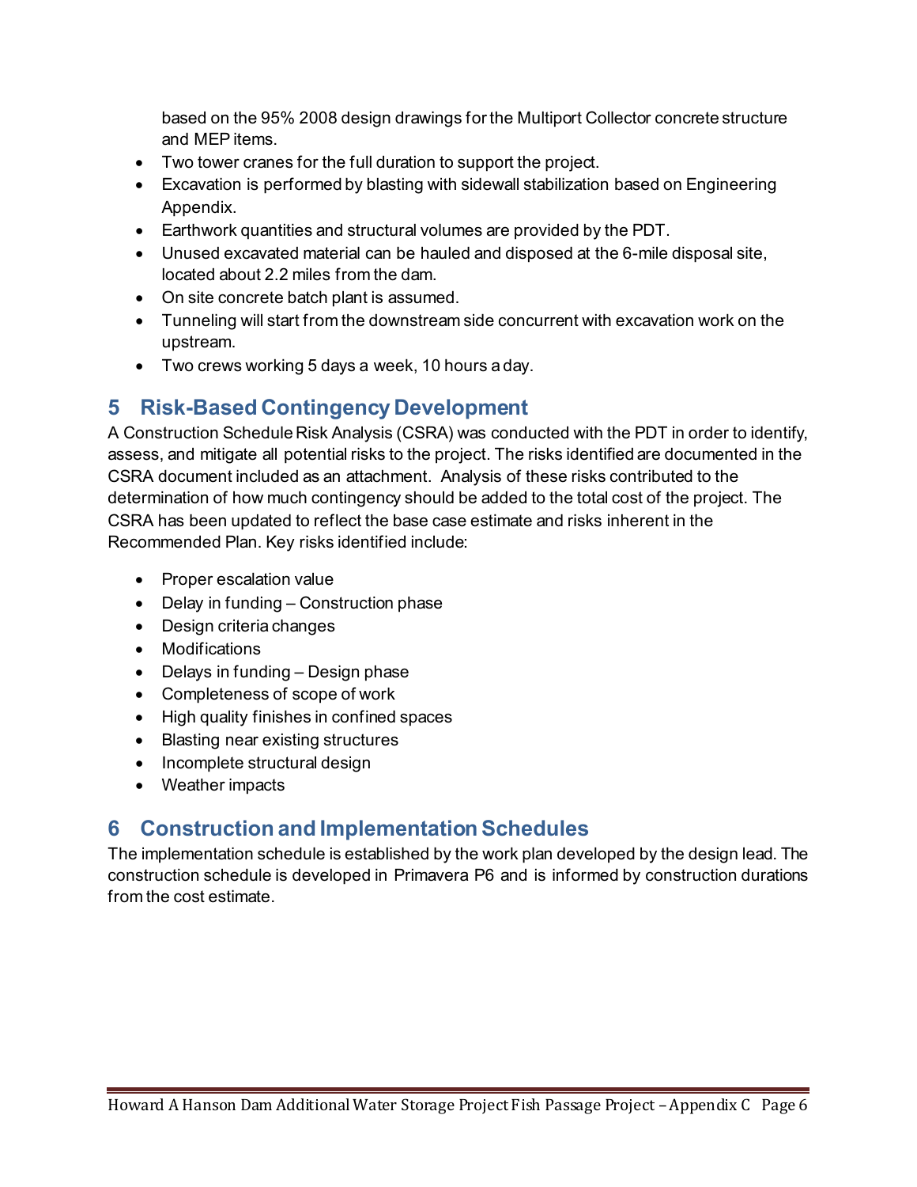based on the 95% 2008 design drawings for the Multiport Collector concrete structure and MEP items.

- Two tower cranes for the full duration to support the project.
- Excavation is performed by blasting with sidewall stabilization based on Engineering Appendix.
- Earthwork quantities and structural volumes are provided by the PDT.
- Unused excavated material can be hauled and disposed at the 6-mile disposal site, located about 2.2 miles from the dam.
- On site concrete batch plant is assumed.
- Tunneling will start from the downstream side concurrent with excavation work on the upstream.
- Two crews working 5 days a week, 10 hours a day.

# 5 Risk-Based Contingency Development

A Construction Schedule Risk Analysis (CSRA) was conducted with the PDT in order to identify, assess, and mitigate all potential risks to the project. The risks identified are documented in the CSRA document included as an attachment. Analysis of these risks contributed to the determination of how much contingency should be added to the total cost of the project. The CSRA has been updated to reflect the base case estimate and risks inherent in the Recommended Plan. Key risks identified include:

- Proper escalation value
- Delay in funding – Construction phase
- Design criteria changes
- Modifications
- Delays in funding – Design phase
- Completeness of scope of work
- High quality finishes in confined spaces
- Blasting near existing structures
- Incomplete structural design
- Weather impacts

# 6 Construction and Implementation Schedules

The implementation schedule is established by the work plan developed by the design lead. The construction schedule is developed in Primavera P6 and is informed by construction durations from the cost estimate.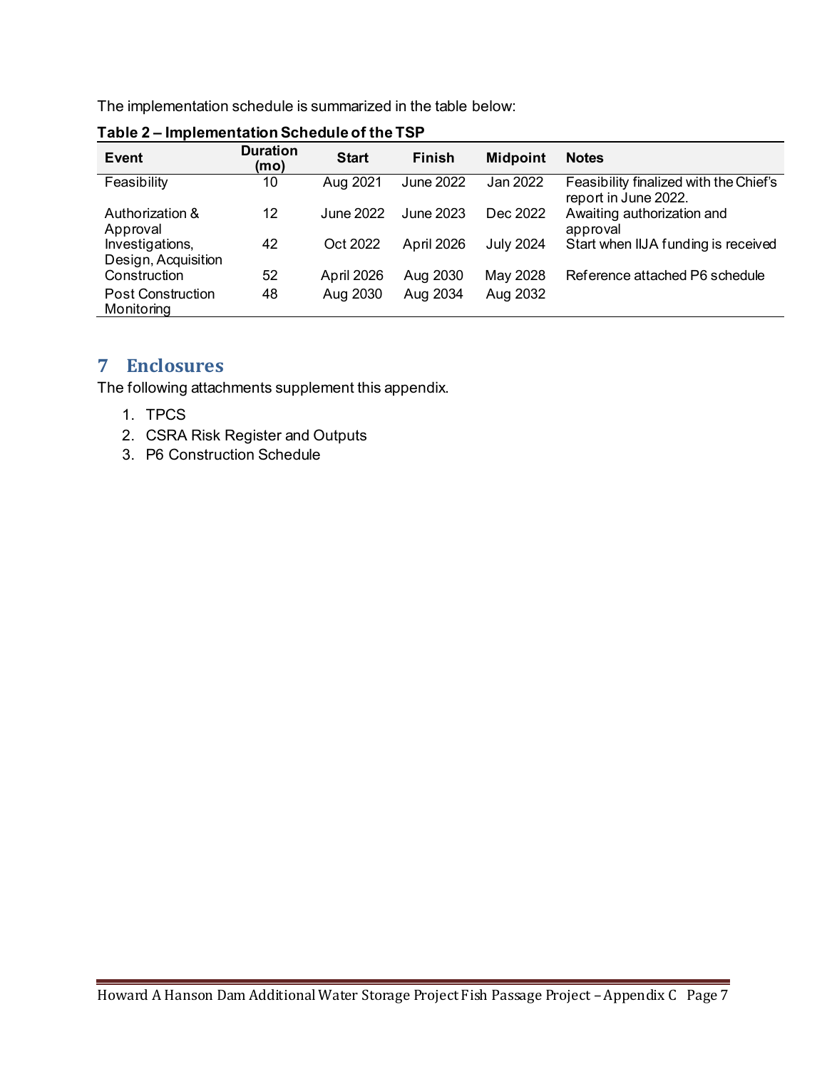The implementation schedule is summarized in the table below:

**Table 2 – Implementation Schedule of the TSP**

| Event | Duration (mo) | Start | Finish | Midpoint | Notes |
|---|---|---|---|---|---|
| Feasibility | 10 | Aug 2021 | June 2022 | Jan 2022 | Feasibility finalized with the Chief's report in June 2022. |
| Authorization & Approval | 12 | June 2022 | June 2023 | Dec 2022 | Awaiting authorization and approval |
| Investigations, Design, Acquisition | 42 | Oct 2022 | April 2026 | July 2024 | Start when IIJA funding is received |
| Construction | 52 | April 2026 | Aug 2030 | May 2028 | Reference attached P6 schedule |
| Post Construction Monitoring | 48 | Aug 2030 | Aug 2034 | Aug 2032 | |

## 7 Enclosures

The following attachments supplement this appendix.

1. TPCS
2. CSRA Risk Register and Outputs
3. P6 Construction Schedule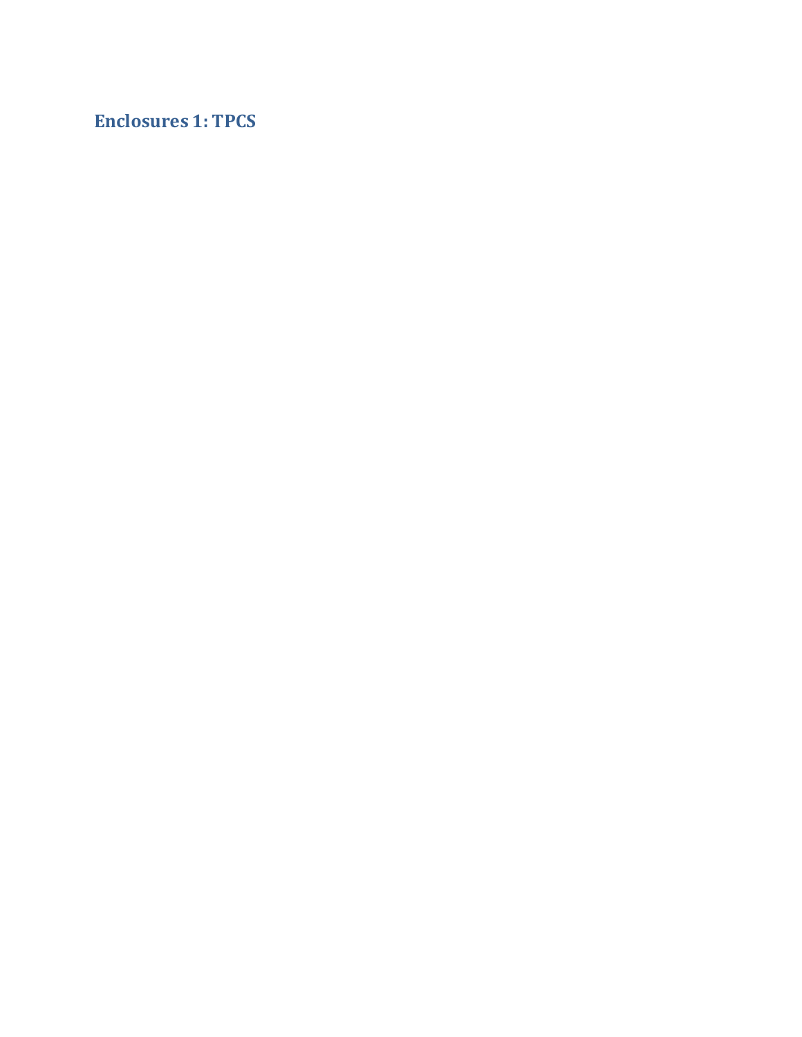## Enclosures 1: TPCS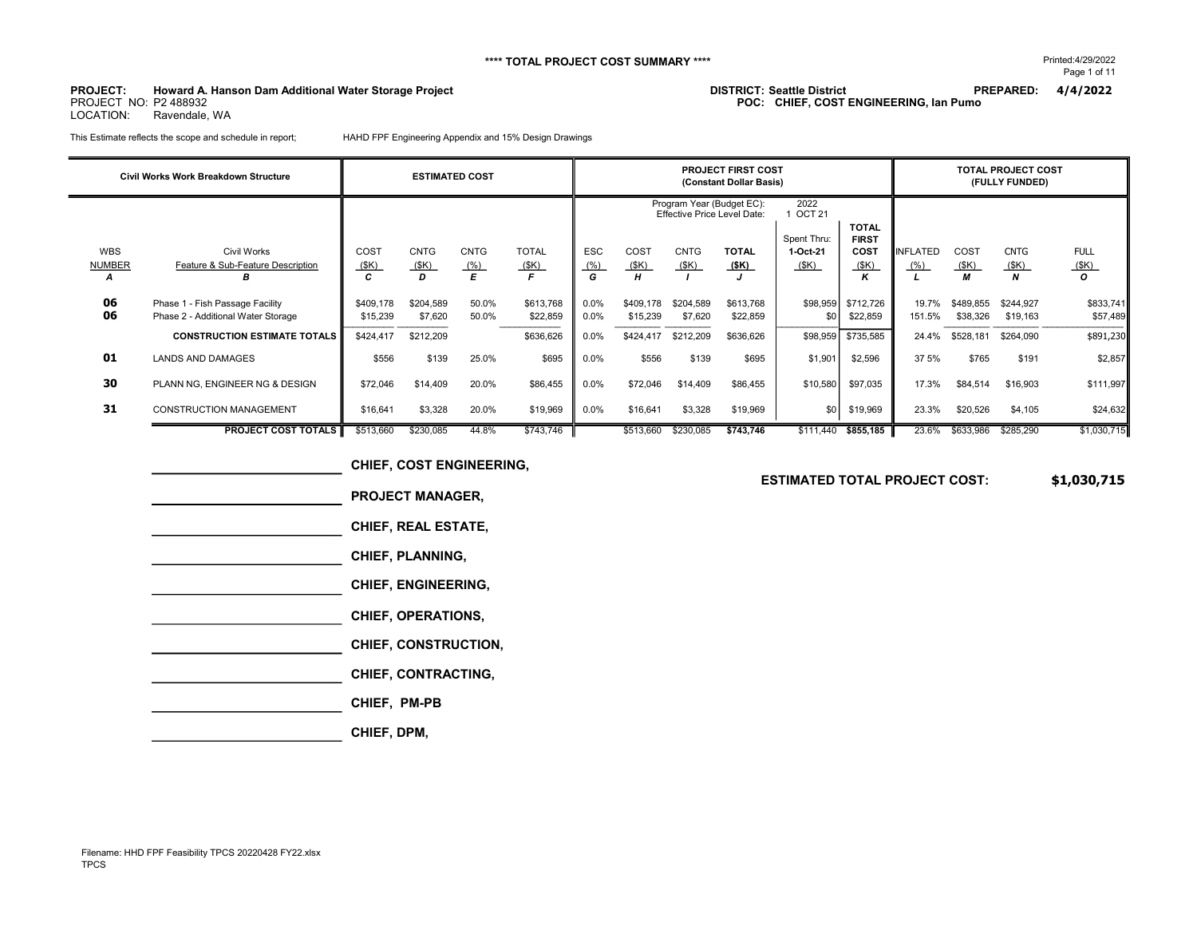**** TOTAL PROJECT COST SUMMARY ****

Printed:4/29/2022

**PROJECT:** Howard A. Hanson Dam Additional Water Storage Project
PROJECT NO: P2 488932
LOCATION: Ravendale, WA

**DISTRICT:** Seattle District
**POC:** CHIEF, COST ENGINEERING, Ian Pumo

**PREPARED:** 4/4/2022

This Estimate reflects the scope and schedule in report; HAHD FPF Engineering Appendix and 15% Design Drawings

| Civil Works Work Breakdown Structure | | ESTIMATED COST | | | | PROJECT FIRST COST (Constant Dollar Basis) | | | | | | TOTAL PROJECT COST (FULLY FUNDED) | | | |
|---|---|---|---|---|---|---|---|---|---|---|---|---|---|---|---|
| | | | | | | Program Year (Budget EC): 2022 / Effective Price Level Date: 1 OCT 21 | | | | | | | | | |
| WBS NUMBER A | Civil Works Feature & Sub-Feature Description B | COST ($K) C | CNTG ($K) D | CNTG (%) E | TOTAL ($K) F | ESC (%) G | COST ($K) H | CNTG ($K) I | TOTAL ($K) J | Spent Thru: 1-Oct-21 ($K) | TOTAL FIRST COST ($K) K | INFLATED (%) L | COST ($K) M | CNTG ($K) N | FULL ($K) O |
| 06 | Phase 1 - Fish Passage Facility | $409,178 | $204,589 | 50.0% | $613,768 | 0.0% | $409,178 | $204,589 | $613,768 | $98,959 | $712,726 | 19.7% | $489,855 | $244,927 | $833,741 |
| 06 | Phase 2 - Additional Water Storage | $15,239 | $7,620 | 50.0% | $22,859 | 0.0% | $15,239 | $7,620 | $22,859 | $0 | $22,859 | 151.5% | $38,326 | $19,163 | $57,489 |
| | **CONSTRUCTION ESTIMATE TOTALS** | $424,417 | $212,209 | | $636,626 | 0.0% | $424,417 | $212,209 | $636,626 | $98,959 | $735,585 | 24.4% | $528,181 | $264,090 | $891,230 |
| 01 | LANDS AND DAMAGES | $556 | $139 | 25.0% | $695 | 0.0% | $556 | $139 | $695 | $1,901 | $2,596 | 37 5% | $765 | $191 | $2,857 |
| 30 | PLANN NG, ENGINEER NG & DESIGN | $72,046 | $14,409 | 20.0% | $86,455 | 0.0% | $72,046 | $14,409 | $86,455 | $10,580 | $97,035 | 17.3% | $84,514 | $16,903 | $111,997 |
| 31 | CONSTRUCTION MANAGEMENT | $16,641 | $3,328 | 20.0% | $19,969 | 0.0% | $16,641 | $3,328 | $19,969 | $0 | $19,969 | 23.3% | $20,526 | $4,105 | $24,632 |
| | **PROJECT COST TOTALS** | $513,660 | $230,085 | 44.8% | $743,746 | | $513,660 | $230,085 | **$743,746** | $111,440 | **$855,185** | 23.6% | $633,986 | $285,290 | $1,030,715 |

**ESTIMATED TOTAL PROJECT COST: $1,030,715**

______________________ **CHIEF, COST ENGINEERING,**

______________________ **PROJECT MANAGER,**

______________________ **CHIEF, REAL ESTATE,**

______________________ **CHIEF, PLANNING,**

______________________ **CHIEF, ENGINEERING,**

______________________ **CHIEF, OPERATIONS,**

______________________ **CHIEF, CONSTRUCTION,**

______________________ **CHIEF, CONTRACTING,**

______________________ **CHIEF, PM-PB**

______________________ **CHIEF, DPM,**

Filename: HHD FPF Feasibility TPCS 20220428 FY22.xlsx
TPCS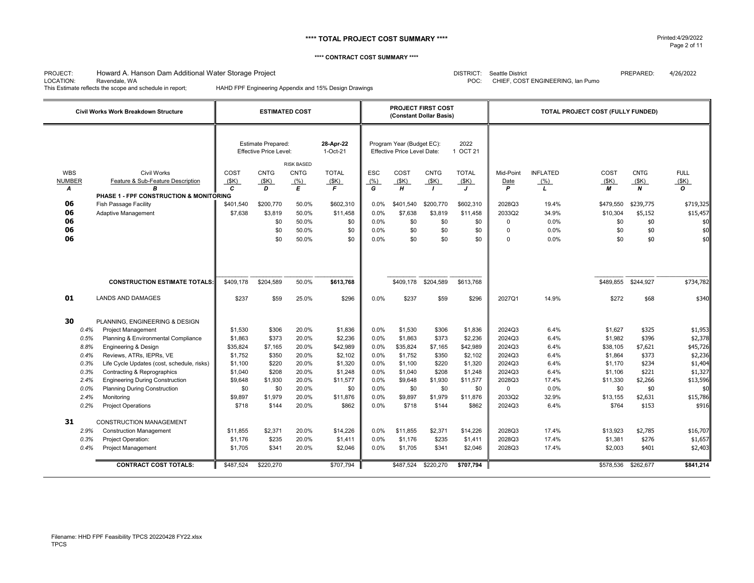**** TOTAL PROJECT COST SUMMARY ****

**** CONTRACT COST SUMMARY ****

PROJECT: Howard A. Hanson Dam Additional Water Storage Project
LOCATION: Ravendale, WA
This Estimate reflects the scope and schedule in report; HAHD FPF Engineering Appendix and 15% Design Drawings

DISTRICT: Seattle District
POC: CHIEF, COST ENGINEERING, Ian Pumo
PREPARED: 4/26/2022

| Civil Works Work Breakdown Structure | | ESTIMATED COST | | | | PROJECT FIRST COST (Constant Dollar Basis) | | | | TOTAL PROJECT COST (FULLY FUNDED) | | | | |
|---|---|---|---|---|---|---|---|---|---|---|---|---|---|---|
| | | Estimate Prepared: Effective Price Level: | | | 28-Apr-22 1-Oct-21 | Program Year (Budget EC): Effective Price Level Date: | | | 2022 1 OCT 21 | | | | | |
| WBS NUMBER A | Civil Works Feature & Sub-Feature Description B | COST ($K) C | CNTG ($K) D | RISK BASED CNTG (%) E | TOTAL ($K) F | ESC (%) G | COST ($K) H | CNTG ($K) I | TOTAL ($K) J | Mid-Point Date P | INFLATED (%) L | COST ($K) M | CNTG ($K) N | FULL ($K) O |
| | **PHASE 1 - FPF CONSTRUCTION & MONITORING** | | | | | | | | | | | | | |
| 06 | Fish Passage Facility | $401,540 | $200,770 | 50.0% | $602,310 | 0.0% | $401,540 | $200,770 | $602,310 | 2028Q3 | 19.4% | $479,550 | $239,775 | $719,325 |
| 06 | Adaptive Management | $7,638 | $3,819 | 50.0% | $11,458 | 0.0% | $7,638 | $3,819 | $11,458 | 2033Q2 | 34.9% | $10,304 | $5,152 | $15,457 |
| 06 | | | $0 | 50.0% | $0 | 0.0% | $0 | $0 | $0 | 0 | 0.0% | $0 | $0 | $0 |
| 06 | | | $0 | 50.0% | $0 | 0.0% | $0 | $0 | $0 | 0 | 0.0% | $0 | $0 | $0 |
| 06 | | | $0 | 50.0% | $0 | 0.0% | $0 | $0 | $0 | 0 | 0.0% | $0 | $0 | $0 |
| | **CONSTRUCTION ESTIMATE TOTALS:** | $409,178 | $204,589 | 50.0% | **$613,768** | | $409,178 | $204,589 | $613,768 | | | $489,855 | $244,927 | $734,782 |
| 01 | LANDS AND DAMAGES | $237 | $59 | 25.0% | $296 | 0.0% | $237 | $59 | $296 | 2027Q1 | 14.9% | $272 | $68 | $340 |
| 30 | PLANNING, ENGINEERING & DESIGN | | | | | | | | | | | | | |
| 0.4% | Project Management | $1,530 | $306 | 20.0% | $1,836 | 0.0% | $1,530 | $306 | $1,836 | 2024Q3 | 6.4% | $1,627 | $325 | $1,953 |
| 0.5% | Planning & Environmental Compliance | $1,863 | $373 | 20.0% | $2,236 | 0.0% | $1,863 | $373 | $2,236 | 2024Q3 | 6.4% | $1,982 | $396 | $2,378 |
| 8.8% | Engineering & Design | $35,824 | $7,165 | 20.0% | $42,989 | 0.0% | $35,824 | $7,165 | $42,989 | 2024Q3 | 6.4% | $38,105 | $7,621 | $45,726 |
| 0.4% | Reviews, ATRs, IEPRs, VE | $1,752 | $350 | 20.0% | $2,102 | 0.0% | $1,752 | $350 | $2,102 | 2024Q3 | 6.4% | $1,864 | $373 | $2,236 |
| 0.3% | Life Cycle Updates (cost, schedule, risks) | $1,100 | $220 | 20.0% | $1,320 | 0.0% | $1,100 | $220 | $1,320 | 2024Q3 | 6.4% | $1,170 | $234 | $1,404 |
| 0.3% | Contracting & Reprographics | $1,040 | $208 | 20.0% | $1,248 | 0.0% | $1,040 | $208 | $1,248 | 2024Q3 | 6.4% | $1,106 | $221 | $1,327 |
| 2.4% | Engineering During Construction | $9,648 | $1,930 | 20.0% | $11,577 | 0.0% | $9,648 | $1,930 | $11,577 | 2028Q3 | 17.4% | $11,330 | $2,266 | $13,596 |
| 0.0% | Planning During Construction | $0 | $0 | 20.0% | $0 | 0.0% | $0 | $0 | $0 | 0 | 0.0% | $0 | $0 | $0 |
| 2.4% | Monitoring | $9,897 | $1,979 | 20.0% | $11,876 | 0.0% | $9,897 | $1,979 | $11,876 | 2033Q2 | 32.9% | $13,155 | $2,631 | $15,786 |
| 0.2% | Project Operations | $718 | $144 | 20.0% | $862 | 0.0% | $718 | $144 | $862 | 2024Q3 | 6.4% | $764 | $153 | $916 |
| 31 | CONSTRUCTION MANAGEMENT | | | | | | | | | | | | | |
| 2.9% | Construction Management | $11,855 | $2,371 | 20.0% | $14,226 | 0.0% | $11,855 | $2,371 | $14,226 | 2028Q3 | 17.4% | $13,923 | $2,785 | $16,707 |
| 0.3% | Project Operation: | $1,176 | $235 | 20.0% | $1,411 | 0.0% | $1,176 | $235 | $1,411 | 2028Q3 | 17.4% | $1,381 | $276 | $1,657 |
| 0.4% | Project Management | $1,705 | $341 | 20.0% | $2,046 | 0.0% | $1,705 | $341 | $2,046 | 2028Q3 | 17.4% | $2,003 | $401 | $2,403 |
| | **CONTRACT COST TOTALS:** | $487,524 | $220,270 | | $707,794 | | $487,524 | $220,270 | **$707,794** | | | $578,536 | $262,677 | **$841,214** |

Filename: HHD FPF Feasibility TPCS 20220428 FY22.xlsx
TPCS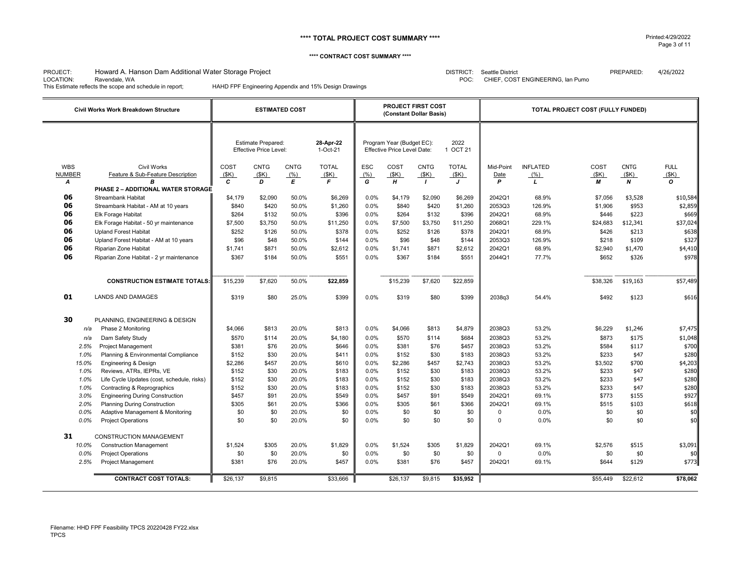**** TOTAL PROJECT COST SUMMARY ****

**** CONTRACT COST SUMMARY ****

PROJECT: Howard A. Hanson Dam Additional Water Storage Project
LOCATION: Ravendale, WA
This Estimate reflects the scope and schedule in report; HAHD FPF Engineering Appendix and 15% Design Drawings

DISTRICT: Seattle District
POC: CHIEF, COST ENGINEERING, Ian Pumo
PREPARED: 4/26/2022

| Civil Works Work Breakdown Structure | | ESTIMATED COST | | | | PROJECT FIRST COST (Constant Dollar Basis) | | | | TOTAL PROJECT COST (FULLY FUNDED) | | | | |
|---|---|---|---|---|---|---|---|---|---|---|---|---|---|---|
| | | Estimate Prepared: Effective Price Level: | | | 28-Apr-22 1-Oct-21 | Program Year (Budget EC): Effective Price Level Date: | | | 2022 1 OCT 21 | | | | | |
| WBS NUMBER | Civil Works Feature & Sub-Feature Description | COST ($K) | CNTG ($K) | CNTG (%) | TOTAL ($K) | ESC (%) | COST ($K) | CNTG ($K) | TOTAL ($K) | Mid-Point Date | INFLATED (%) | COST ($K) | CNTG ($K) | FULL ($K) |
| A | B | C | D | E | F | G | H | I | J | P | L | M | N | O |
| | **PHASE 2 – ADDITIONAL WATER STORAGE** | | | | | | | | | | | | | |
| 06 | Streambank Habitat | $4,179 | $2,090 | 50.0% | $6,269 | 0.0% | $4,179 | $2,090 | $6,269 | 2042Q1 | 68.9% | $7,056 | $3,528 | $10,584 |
| 06 | Streambank Habitat - AM at 10 years | $840 | $420 | 50.0% | $1,260 | 0.0% | $840 | $420 | $1,260 | 2053Q3 | 126.9% | $1,906 | $953 | $2,859 |
| 06 | Elk Forage Habitat | $264 | $132 | 50.0% | $396 | 0.0% | $264 | $132 | $396 | 2042Q1 | 68.9% | $446 | $223 | $669 |
| 06 | Elk Forage Habitat - 50 yr maintenance | $7,500 | $3,750 | 50.0% | $11,250 | 0.0% | $7,500 | $3,750 | $11,250 | 2068Q1 | 229.1% | $24,683 | $12,341 | $37,024 |
| 06 | Upland Forest Habitat | $252 | $126 | 50.0% | $378 | 0.0% | $252 | $126 | $378 | 2042Q1 | 68.9% | $426 | $213 | $638 |
| 06 | Upland Forest Habitat - AM at 10 years | $96 | $48 | 50.0% | $144 | 0.0% | $96 | $48 | $144 | 2053Q3 | 126.9% | $218 | $109 | $327 |
| 06 | Riparian Zone Habitat | $1,741 | $871 | 50.0% | $2,612 | 0.0% | $1,741 | $871 | $2,612 | 2042Q1 | 68.9% | $2,940 | $1,470 | $4,410 |
| 06 | Riparian Zone Habitat - 2 yr maintenance | $367 | $184 | 50.0% | $551 | 0.0% | $367 | $184 | $551 | 2044Q1 | 77.7% | $652 | $326 | $978 |
| | **CONSTRUCTION ESTIMATE TOTALS:** | $15,239 | $7,620 | 50.0% | **$22,859** | | $15,239 | $7,620 | $22,859 | | | $38,326 | $19,163 | $57,489 |
| 01 | LANDS AND DAMAGES | $319 | $80 | 25.0% | $399 | 0.0% | $319 | $80 | $399 | 2038q3 | 54.4% | $492 | $123 | $616 |
| 30 | PLANNING, ENGINEERING & DESIGN | | | | | | | | | | | | | |
| n/a | Phase 2 Monitoring | $4,066 | $813 | 20.0% | $813 | 0.0% | $4,066 | $813 | $4,879 | 2038Q3 | 53.2% | $6,229 | $1,246 | $7,475 |
| n/a | Dam Safety Study | $570 | $114 | 20.0% | $4,180 | 0.0% | $570 | $114 | $684 | 2038Q3 | 53.2% | $873 | $175 | $1,048 |
| 2.5% | Project Management | $381 | $76 | 20.0% | $646 | 0.0% | $381 | $76 | $457 | 2038Q3 | 53.2% | $584 | $117 | $700 |
| 1.0% | Planning & Environmental Compliance | $152 | $30 | 20.0% | $411 | 0.0% | $152 | $30 | $183 | 2038Q3 | 53.2% | $233 | $47 | $280 |
| 15.0% | Engineering & Design | $2,286 | $457 | 20.0% | $610 | 0.0% | $2,286 | $457 | $2,743 | 2038Q3 | 53.2% | $3,502 | $700 | $4,203 |
| 1.0% | Reviews, ATRs, IEPRs, VE | $152 | $30 | 20.0% | $183 | 0.0% | $152 | $30 | $183 | 2038Q3 | 53.2% | $233 | $47 | $280 |
| 1.0% | Life Cycle Updates (cost, schedule, risks) | $152 | $30 | 20.0% | $183 | 0.0% | $152 | $30 | $183 | 2038Q3 | 53.2% | $233 | $47 | $280 |
| 1.0% | Contracting & Reprographics | $152 | $30 | 20.0% | $183 | 0.0% | $152 | $30 | $183 | 2038Q3 | 53.2% | $233 | $47 | $280 |
| 3.0% | Engineering During Construction | $457 | $91 | 20.0% | $549 | 0.0% | $457 | $91 | $549 | 2042Q1 | 69.1% | $773 | $155 | $927 |
| 2.0% | Planning During Construction | $305 | $61 | 20.0% | $366 | 0.0% | $305 | $61 | $366 | 2042Q1 | 69.1% | $515 | $103 | $618 |
| 0.0% | Adaptive Management & Monitoring | $0 | $0 | 20.0% | $0 | 0.0% | $0 | $0 | $0 | 0 | 0.0% | $0 | $0 | $0 |
| 0.0% | Project Operations | $0 | $0 | 20.0% | $0 | 0.0% | $0 | $0 | $0 | 0 | 0.0% | $0 | $0 | $0 |
| 31 | CONSTRUCTION MANAGEMENT | | | | | | | | | | | | | |
| 10.0% | Construction Management | $1,524 | $305 | 20.0% | $1,829 | 0.0% | $1,524 | $305 | $1,829 | 2042Q1 | 69.1% | $2,576 | $515 | $3,091 |
| 0.0% | Project Operations | $0 | $0 | 20.0% | $0 | 0.0% | $0 | $0 | $0 | 0 | 0.0% | $0 | $0 | $0 |
| 2.5% | Project Management | $381 | $76 | 20.0% | $457 | 0.0% | $381 | $76 | $457 | 2042Q1 | 69.1% | $644 | $129 | $773 |
| | **CONTRACT COST TOTALS:** | $26,137 | $9,815 | | $33,666 | | $26,137 | $9,815 | **$35,952** | | | $55,449 | $22,612 | **$78,062** |

Filename: HHD FPF Feasibility TPCS 20220428 FY22.xlsx
TPCS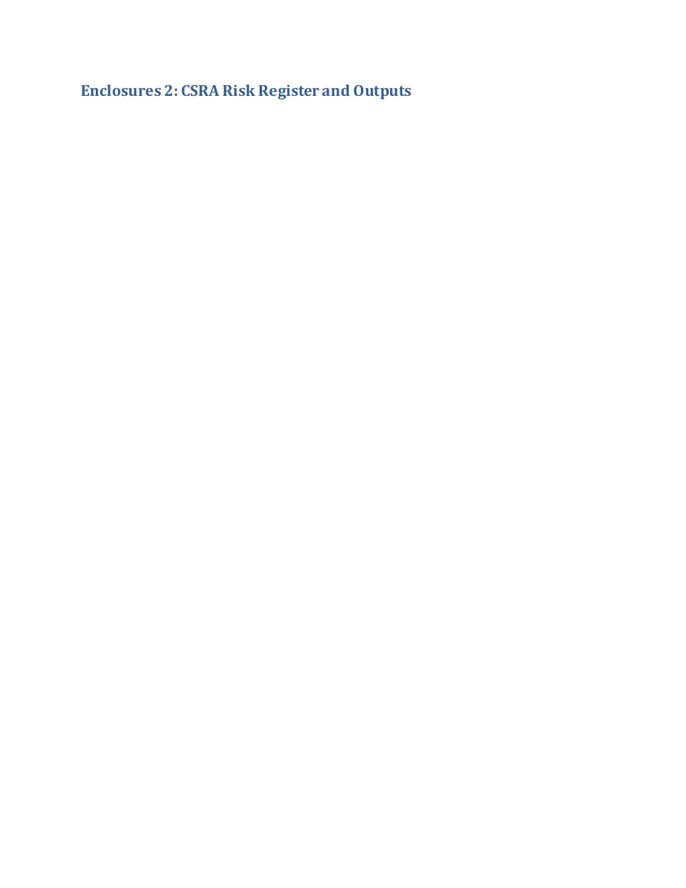## Enclosures 2: CSRA Risk Register and Outputs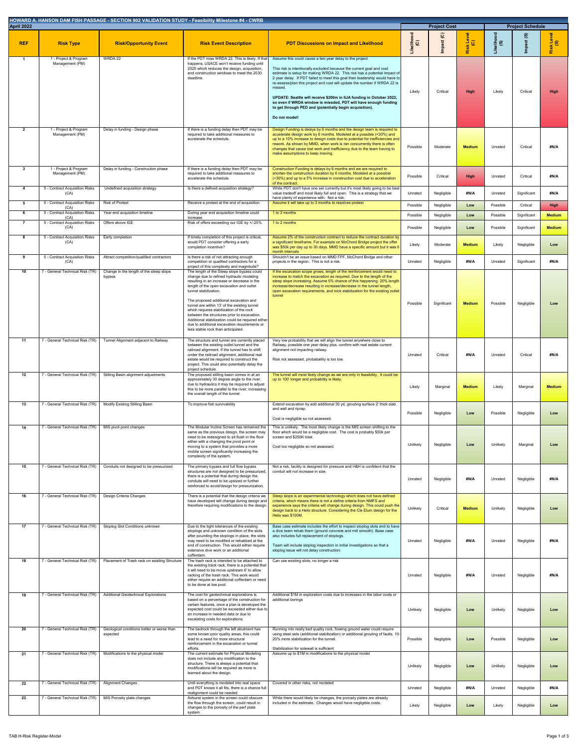**HOWARD A. HANSON DAM FISH PASSAGE - SECTION 902 VALIDATION STUDY - Feasibility Milestone #4 - CWRB**

**April 2022**

| REF | Risk Type | Risk/Opportunity Event | Risk Event Description | PDT Discussions on Impact and Likelihood | Project Cost | | | Project Schedule | | |
|---|---|---|---|---|---|---|---|---|---|---|
| | | | | | Likelihood (C) | Impact (C) | Risk Level (C) | Likelihood (S) | Impact (S) | Risk Level (S) |
| 1 | 1 - Project & Program Management (PM) | WRDA 22 | If the PDT miss WRDA 22. This is likely. If that happens, USACE won't receive funding until 2025 which reduces the design, acquisition, and construction windows to meet the 2030 deadline. | Assume this could cause a two year delay to the project.<br><br>This risk is intentionally excluded because the current goal and cost estimate is setup for making WRDA 22. This risk has a potential impact of 2 year delay. If PDT failed to meet this goal then leadership would have to re-assess/plan this project and cost will update the number if WRDA 22 is missed.<br><br>**UPDATE: Seattle will receive $200m in IIJA funding in October 2022, so even if WRDA window is missed, PDT will have enough funding to get through PED and (potentially begin acquisition).**<br><br>**Do not model!** | Likely | Critical | High | Likely | Critical | High |
| 2 | 1 - Project & Program Management (PM) | Delay in funding - Design phase | If there is a funding delay then PDT may be required to take additional measures to accelerate the schedule. | Design Funding is delays by 6 months and the design team is required to accelerate design work by 6 months. Modeled at a possible (<30%) and up to a 10% increase to design costs due to potential for inefficiencies and rework. As shown by MMD, when work is ran concurrently there is often changes that cause lost work and inefficiency due to the team having to make assumptions to keep moving. | Possible | Moderate | Medium | Unrated | Critical | #N/A |
| 3 | 1 - Project & Program Management (PM) | Delay in funding - Construction phase | If there is a funding delay then PDT may be required to take additional measures to accelerate the schedule. | Construction Funding is delays by 6 months and we are required to shorten the construction duration by 6 months. Modeled at a possible (<30%) and up to a 5% increase in construction cost due to acceleration of the contract. | Possible | Critical | High | Unrated | Critical | #N/A |
| 4 | 5 - Contract Acquisition Risks (CA) | Undefined acquisition strategy | Is there a defined acquisition strategy? | While PDT don't have one set currently but it's most likely going to be best value tradeoff and most likely full and open. This is a strategy that we have plenty of experience with. Not a risk. | Unrated | Negligible | #N/A | Unrated | Significant | #N/A |
| 5 | 5 - Contract Acquisition Risks (CA) | Risk of Protest | Receive a protest at the end of acquisition | Assume it will take up to 3 months to resolves protest | Possible | Negligible | Low | Possible | Critical | High |
| 6 | 5 - Contract Acquisition Risks (CA) | Year end acquisition timeline | During year end acquisition timeline could increase | 1 to 2 months | Possible | Negligible | Low | Possible | Significant | Medium |
| 7 | 5 - Contract Acquisition Risks (CA) | Offers above IGE | Risk of offers exceeding our IGE by +/-25% | 1 to 2 months | Possible | Negligible | Low | Possible | Significant | Medium |
| 8 | 5 - Contract Acquisition Risks (CA) | Early completion | If timely completion of this project is critical, would PDT consider offering a early completion incentive? | Assume 2% of the construction contract to reduce the contract duration by a significant timeframe. For example on McChord Bridge project the offer was $50k per day up to 30 days. MMD have a specific amount but it was 6 month intervals | Likely | Moderate | Medium | Likely | Negligible | Low |
| 9 | 5 - Contract Acquisition Risks (CA) | Attract competition/qualified contractors | Is there a risk of not attracting enough competition or qualified contractors for a project of this complexity and magnitude? | Shouldn't be an issue based on MMD FPF, McChord Bridge and other projects in the region. This is not a risk. | Unrated | Negligible | #N/A | Unrated | Significant | #N/A |
| 10 | 7 - General Technical Risk (TR) | Change in the length of the steep slope bypass | The length of the Steep slope bypass could change due to refined hydraulic modeling resulting in an increase or decrease in the length of the open excavation and outlet tunnel stabilization.<br><br>The proposed additional excavation and tunnel are within 13' of the existing tunnel which requires stabilization of the rock between the structures prior to excavation. Additional stabilization could be required either due to additional excavation requirements or less stable rock than anticipated. | If the excavation scope grows, length of the reinforcement would need to increase to match the excavation as required. Due to the length of the steep slope increasing. Assume 5% chance of this happening. 20% length increase/decrease resulting in increase/decrease in the tunnel length, open excavation requirements, and rock stabilization for the existing outlet tunnel | Possible | Significant | Medium | Possible | Negligible | Low |
| 11 | 7 - General Technical Risk (TR) | Tunnel Alignment adjacent to Railway | The structure and tunnel are currently placed between the existing outlet tunnel and the railroad alignment. If the tunnel has to shift under the railroad alignment, additional real estate would be required to construct the project. This could also potentially delay the project schedule. | Very low probability that we will align the tunnel anywhere close to Railway, possible one year delay plus, confirm with real estate current alignment not impacting railway.<br><br>Risk not assessed, probabaility is too low. | Unrated | Critical | #N/A | Unrated | Critical | #N/A |
| 12 | 7 - General Technical Risk (TR) | Stilling Basin alignment adjustments | The proposed stilling basin comes in at an approximately 30 degree angle to the river, due to hydraulics it may be required to adjust this to be more parallel to the river, increasing the overall length of the tunnel. | The tunnel will most likely change as we are only in feasibility. It could be up to 100' longer and probability is likely. | Likely | Marginal | Medium | Likely | Marginal | Medium |
| 13 | 7 - General Technical Risk (TR) | Modify Existing Stilling Basin | To improve fish survivability | Extend excavation by add additional 30 yd, grouting surface 2' thick slab and wall and riprap.<br><br>Cost is negligible so not assessed. | Possible | Negligible | Low | Possible | Negligible | Low |
| 14 | 7 - General Technical Risk (TR) | MIS pivot point changes | The Modular Incline Screen has remained the same as the previous design, the screen may need to be redesigned to sit flush in the floor either with a changing the pivot point or moving to a system that provides a more mobile screen significantly increasing the complexity of the system. | This is unlikely. The most likely change is the MIS screen shifting to the floor which would be a negligible cost. The cost is probably $50k per screen and $250K total.<br><br>Cost too negligible so not assessed. | Unlikely | Negligible | Low | Unlikely | Marginal | Low |
| 15 | 7 - General Technical Risk (TR) | Conduits not designed to be pressurized | The primary bypass and full flow bypass structures are not designed to be pressurized, there is a potential that during design the conduits will need to be upsized or further reinforced to avoid/design for pressurization. | Not a risk, facility is designed for pressure and H&H is confident that the conduit will not increase in size. | Unrated | Negligible | #N/A | Unrated | Negligible | #N/A |
| 16 | 7 - General Technical Risk (TR) | Design Criteria Changes | There is a potential that the design criteria we have developed will change during design and therefore requiring modifications to the design. | Steep slope is an experimental technology which does not have defined criteria, which means there is not a define criteria from NMFS and experience says the criteria will change during design. This could push the design back to a Helix structure. Considering the Cle Elum design for the Helix was $100M. | Unlikely | Critical | Medium | Unlikely | Negligible | Low |
| 17 | 7 - General Technical Risk (TR) | Stoplog Slot Conditions unknown | Due to the tight tolerances of the existing stoplogs and unknown condition of the slots after pounding the stoplogs in place, the slots may need to be modified or rehabbed at the end of construction. This would either require extensive dive work or an additional cofferdam. | Base case estimate includes the effort to inspect stoplog slots and to have a dive team rehab them (ground concrete and mill smooth). Base case also includes full replacement of stoplogs.<br><br>Team will include stoplog inspection in initial investigations so that a stoplog issue will not delay construction. | Unrated | Negligible | #N/A | Unrated | Negligible | #N/A |
| 18 | 7 - General Technical Risk (TR) | Placement of Trash rack on existing Structure | The trash rack is intended to be attached to the existing track rack, there is a potential that it will need to be move upstream 6' to allow racking of the trash rack. This work would either require an additional cofferdam or need to be done at low pool. | Can use existing slots, no longer a risk | Unrated | Negligible | #N/A | Unrated | Negligible | #N/A |
| 19 | 7 - General Technical Risk (TR) | Additional Geotechnical Explorations | The cost for geotechnical explorations is based on a percentage of the construction for certain features, once a plan is developed the expected cost could be exceeded either due to an increase in needed data or due to escalating costs for explorations. | Additional $1M in exploration costs due to increases in the labor costs or additional borings | Unlikely | Negligible | Low | Unlikely | Negligible | Low |
| 20 | 7 - General Technical Risk (TR) | Geological conditions better or worse than expected | The bedrock through the left abutment has some known poor quality areas, this could lead to a need for more structural reinforcement in the excavation or tunnel efforts. | Running into really bad quality rock, flowing ground water could require using steel sets (additional stabilization) or additional grouting of faults. 10-20% more stabilization for the tunnel.<br><br>Stabilization for sidewall is sufficient | Possible | Negligible | Low | Possible | Negligible | Low |
| 21 | 7 - General Technical Risk (TR) | Modifications to the physical model | The current estimate for Physical Modeling does not include any modification to the structure. There is always a potential that modifications will be required as more is learned about the design. | Assume up to $1M in modifications to the physical model | Unlikely | Negligible | Low | Unlikely | Negligible | Low |
| 22 | 7 - General Technical Risk (TR) | Alignment Changes | Until everything is modeled into real space and PDT knows it all fits, there is a chance full realignment could be needed | Covered in other risks, not modeled | Unrated | Negligible | #N/A | Unrated | Negligible | #N/A |
| 23 | 7 - General Technical Risk (TR) | MIS Porosity plate changes | Airburst system in the screen could obscure the flow through the screen, could result in changes to the porosity of the perf plate system. | While there would likely be changes, the porosity plates are already included in the estimate. Changes would have negligible costs. | Likely | Negligible | Low | Likely | Negligible | Low |

TAB H-Risk Register-Model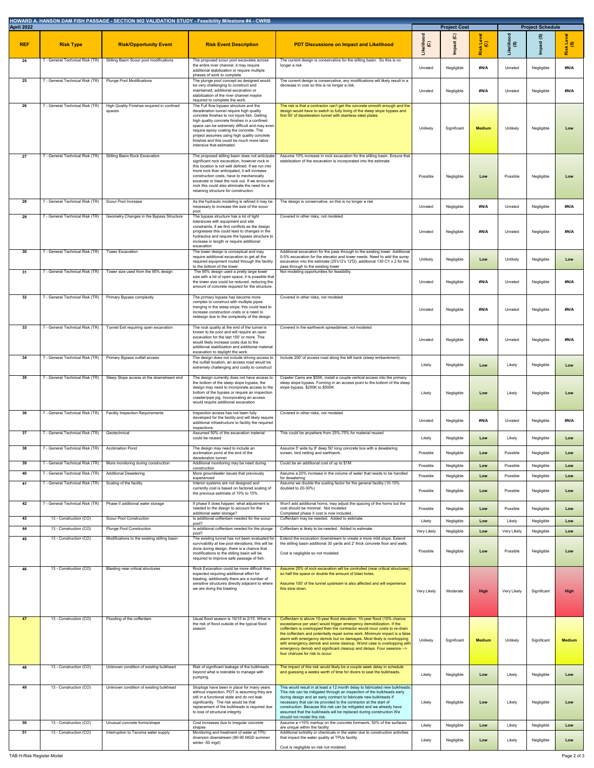## HOWARD A. HANSON DAM FISH PASSAGE - SECTION 902 VALIDATION STUDY - Feasibility Milestone #4 - CWRB

**April 2022**

| REF | Risk Type | Risk/Opportunity Event | Risk Event Description | PDT Discussions on Impact and Likelihood | Project Cost | | | Project Schedule | | |
|---|---|---|---|---|---|---|---|---|---|---|
| | | | | | Likelihood (C) | Impact (C) | Risk Level (C) | Likelihood (S) | Impact (S) | Risk Level (S) |
| 24 | 7 - General Technical Risk (TR) | Stilling Basin Scour pool modifications | The proposed scour pool excavates across the entire river channel, it may require additional stabilization or require multiple phases of work to complete | The current design is conservative for the stilling basin. So this is no longer a risk | Unrated | Negligible | #N/A | Unrated | Negligible | #N/A |
| 25 | 7 - General Technical Risk (TR) | Plunge Pool Modifications | The plunge pool concept as designed would be very challenging to construct and maintained, additional excavation or stabilization of the river channel maybe required to complete the work. | The current design is conservative, any modifications will likely result in a decrease in cost so this is no longer a risk. | Unrated | Negligible | #N/A | Unrated | Negligible | #N/A |
| 26 | 7 - General Technical Risk (TR) | High Quality Finishes required in confined spaces | The Full flow bypass structure and the deceleration tunnel require high quality concrete finishes to not injure fish. Getting high quality concrete finishes in a confined space can be extremely difficult and may even require epoxy coating the concrete. The project assumes using high quality concrete finishes and this could be much more labor intensive that estimated. | The risk is that a contractor can't get the concrete smooth enough and the design would have to switch to fully lining of the steep slope bypass and first 50' of deceleration tunnel with stainless steel plates. | Unlikely | Significant | Medium | Unlikely | Negligible | Low |
| 27 | 7 - General Technical Risk (TR) | Stilling Basin Rock Excavation | The proposed stilling basin does not anticipate significant rock excavation, however rock in this location is not well defined. If we run into more rock than anticipated, it will increase construction costs, have to mechanically excavate or blast the rock out. If we encounter rock this could also eliminate the need for a retaining structure for construction. | Assume 10% increase in rock excavation for the stilling basin. Ensure that stabilization of the excavation is incorporated into the estimate. | Possible | Negligible | Low | Possible | Negligible | Low |
| 28 | 7 - General Technical Risk (TR) | Scour Pool Increase | As the hydraulic modeling is refined it may be necessary to increase the size of the scour pool. | The design is conservative, so this is no longer a risk | Unrated | Negligible | #N/A | Unrated | Negligible | #N/A |
| 29 | 7 - General Technical Risk (TR) | Geometry Changes in the Bypass Structure | The bypass structure has a lot of tight tolerances with equipment and site constraints, if we find conflicts as the design progresses this could lead to changes in the hydraulics and require the bypass structure to increase in length or require additional excavation | Covered in other risks, not modeled | Unrated | Negligible | #N/A | Unrated | Negligible | #N/A |
| 30 | 7 - General Technical Risk (TR) | Tower Excavation | The tower design is conceptual and may require additional excavation to get all the required equipment routed through the facility to the bottom of the tower. | Additional excavation for the pass through to the existing tower. Additional 0-5% excavation for the elevator and tower needs. Need to add the sump excavation into the estimate (25'x12'x 12'D), additional 130 CY x 2 for the pass through to the existing tower | Unlikely | Negligible | Low | Unlikely | Negligible | Low |
| 31 | 7 - General Technical Risk (TR) | Tower size used from the 95% design | The 95% design used a pretty large tower size with a lot of open space, it is possible that the tower size could be reduced, reducing the amount of concrete required for the structure. | Not modeling opportunities for feasibility. | Unrated | Negligible | #N/A | Unrated | Negligible | #N/A |
| 32 | 7 - General Technical Risk (TR) | Primary Bypass complexity | The primary bypass has become more complex to construct with multiple pipes merging in the steep slope, this could lead to increase construction costs or a need to redesign due to the complexity of the design | Covered in other risks, not modeled | Unrated | Negligible | #N/A | Unrated | Negligible | #N/A |
| 33 | 7 - General Technical Risk (TR) | Tunnel Exit requiring open excavation | The rock quality at the end of the tunnel is known to be poor and will require an open excavation for the last 100' or more. This would likely increase costs due to the additional stabilization and additional material excavation to daylight the work. | Covered in the earthwork spreadsheet, not modeled | Unrated | Negligible | #N/A | Unrated | Negligible | #N/A |
| 34 | 7 - General Technical Risk (TR) | Primary Bypass outfall access | The design does not include driving access to the outfall location, an access road would be extremely challenging and costly to construct | Include 200' of access road along the left bank (steep embankment). | Likely | Negligible | Low | Likely | Negligible | Low |
| 35 | 7 - General Technical Risk (TR) | Steep Slope access at the downstream end | The design currently does not have access to the bottom of the steep slope bypass, the design may need to incorporate access to the bottom of the bypass or require an inspection crawler/pipe pig. Incorporating an access would require additional excavation | Crawler Cams are $55K, install a couple vertical access into the primary steep slope bypass. Forming in an access point to the bottom of the steep slope bypass. $250K to $500K | Likely | Negligible | Low | Likely | Negligible | Low |
| 36 | 7 - General Technical Risk (TR) | Facility Inspection Requirements | Inspection access has not been fully developed for the facility and will likely require additional infrastructure to facility the required inspections. | Covered in other risks, not modeled | Unrated | Negligible | #N/A | Unrated | Negligible | #N/A |
| 37 | 7 - General Technical Risk (TR) | Geotechnical | Assumed 50% of the excavation material could be reused | This could be anywhere from 25%-75% for material reused | Likely | Negligible | Low | Likely | Negligible | Low |
| 38 | 7 - General Technical Risk (TR) | Acclimation Pond | The design may need to include an acclimation pond at the end of the deceleration tunnel | Assume 5' wide by 8' deep 50' long concrete box with a dewatering screen, bird netting and earthwork. | Possible | Negligible | Low | Possible | Negligible | Low |
| 39 | 7 - General Technical Risk (TR) | More monitoring during construction | Additional monitoring may be need during construction | Could be an additional cost of up to $1M | Possible | Negligible | Low | Possible | Negligible | Low |
| 40 | 7 - General Technical Risk (TR) | Additional Dewatering | More groundwater issues that previously experienced | Assume a 20% increase in the volume of water that needs to be handled for dewatering | Possible | Negligible | Low | Possible | Negligible | Low |
| 41 | 7 - General Technical Risk (TR) | Scaling of the facility | Interior systems are not designed and currently cost is based on factored scaling of the previous estimate of 10% to 15%. | Assume we double the scaling factor for the general facility (10-15% doubled to 20-30%) | Possible | Negligible | Low | Possible | Negligible | Low |
| 42 | 7 - General Technical Risk (TR) | Phase II additional water storage | If phase II does happen, what adjustment is needed to the design to account for the additional water storage? | Won't add additional horns, may adjust the spacing of the horns but the cost should be minimal. Not modeled<br>Completed phase II cost is now included.. | Possible | Negligible | Low | Possible | Negligible | Low |
| 43 | 13 - Construction (CO) | Scour Pool Construction | Is additional cofferdam needed for the scour pool? | Cofferdam may be needed. Added to estimate. | Likely | Negligible | Low | Likely | Negligible | Low |
| 44 | 13 - Construction (CO) | Plunge Pool Construction | Is additional cofferdam needed for the plunge pool? | Cofferdam is likely to be needed. Added to estimate. | Very Likely | Negligible | Low | Very Likely | Negligible | Low |
| 45 | 13 - Construction (CO) | Modifications to the existing stilling basin | The existing tunnel has not been evaluated for survivability at low pool elevations, this will be done during design, there is a chance that modifications to the stilling basin will be required to improve safe passage of fish. | Extend the excavation downstream to create a more mild slope. Extend the stilling basin additional 30 yards and 2' thick concrete floor and walls.<br><br>Cost is negligible so not modeled. | Possible | Negligible | Low | Possible | Negligible | Low |
| 46 | 13 - Construction (CO) | Blasting near critical structures | Rock Excavation could be more difficult than expected requiring additional effort for blasting, additionally there are a number of sensitive structures directly adjacent to where we are doing the blasting | Assume 25% of rock excavation will be controlled (near critical structures) so half the space or double the amount of blast holes.<br><br>Assume 100' of the tunnel upstream is also affected and will experience this slow down. | Very Likely | Moderate | High | Very Likely | Significant | High |
| 47 | 13 - Construction (CO) | Flooding of the cofferdam | Usual flood season is 10/15 to 2/15. What is the risk of flood outside of the typical flood season | Cofferdam is above 10-year flood elevation; 10-year flood (10% chance exceedance per year) would trigger emergency demobilization. If the cofferdam is overtopped then the contractor would incur costs to re-drain the cofferdam and potentially repair some work. Minimum impact is a false alarm with emergency demob but no damages. Most likely is overtopping with emergency demob and some cleanup. Worst case is overtopping with emergency demob and significant cleanup and delays. Four seasons --> four chances for risk to occur. | Unlikely | Significant | Medium | Unlikely | Significant | Medium |
| 48 | 13 - Construction (CO) | Unknown condition of existing bulkhead | Risk of significant leakage of the bulkheads beyond what is tolerable to manage with pumping. | The impact of this risk would likely be a couple week delay in schedule and guessing a weeks worth of time for divers to seal the bulkheads. | Likely | Negligible | Low | Likely | Negligible | Low |
| 49 | 13 - Construction (CO) | Unknown condition of existing bulkhead | Stoplogs have been in place for many years without inspection, PDT is assuming they are still in a functional state and do not leak significantly. The risk would be that replacement of the bulkheads is required due to loss of structural integrity | This would result in at least a 12 month delay to fabricated new bulkheads. This risk can be mitigated through an inspection of the bulkheads early during design and an early contract to fabricate new bulkheads if necessary that can be provided to the contractor at the start of construction. Because this risk can be mitigated and we already have assumed that the bulkheads will be replaced during construction We should not model this risk. | Likely | Negligible | Low | Likely | Negligible | Low |
| 50 | 13 - Construction (CO) | Unusual concrete forms/shape | Cost increases due to irregular concrete shapes | Assume a +10% markup on the concrete formwork, 50% of the surfaces are unique within the facility | Likely | Negligible | Low | Likely | Negligible | Low |
| 51 | 13 - Construction (CO) | Interruption to Tacoma water supply | Monitoring and treatment of water at TPU diversion downstream (80-90 MGD summer winter -50 mgd) | Additional turbidity or chemicals in the water due to construction activities that impact the water quality at TPUs facility.<br><br>Cost is negligible so risk not modeled. | Likely | Negligible | Low | Likely | Negligible | Low |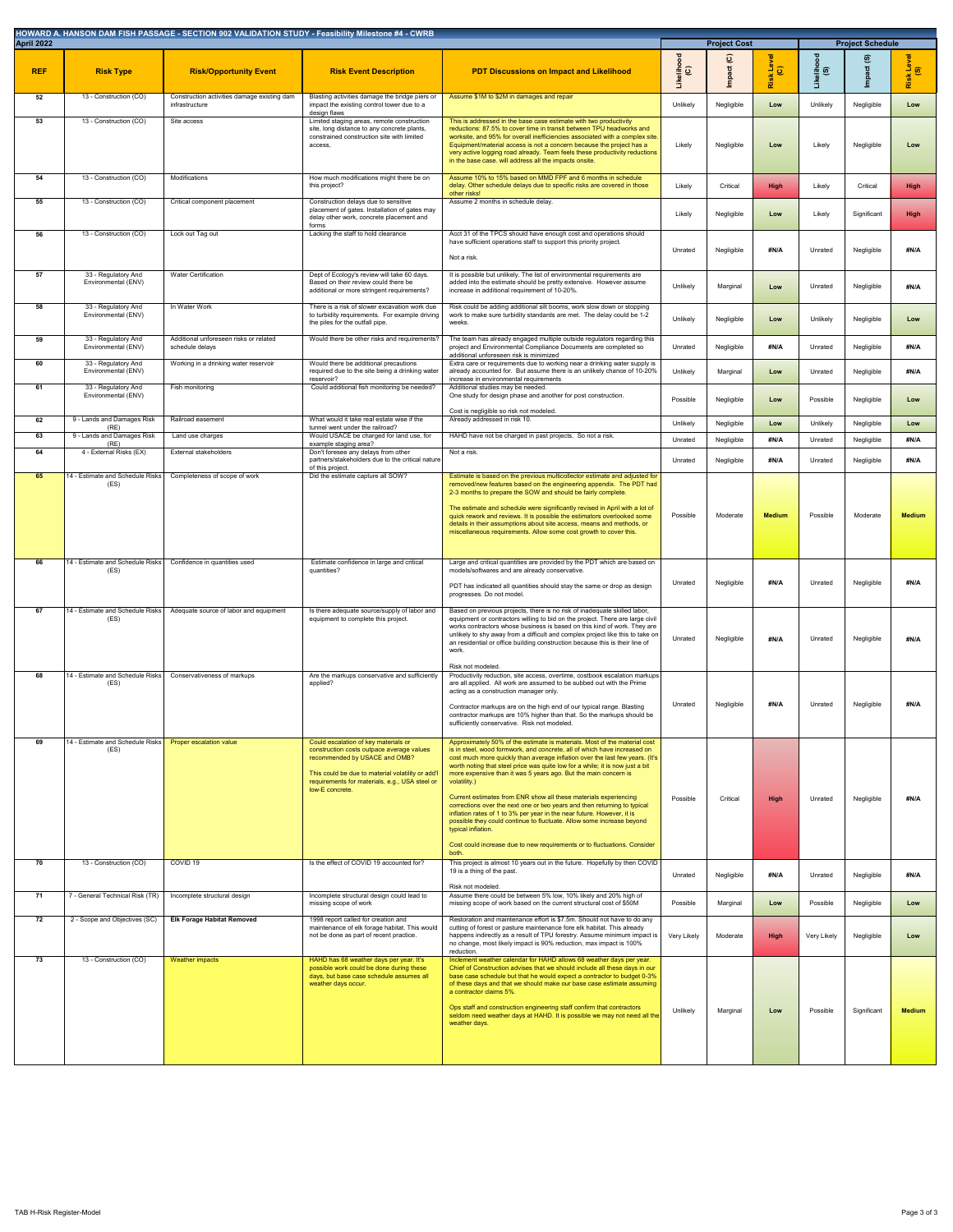**HOWARD A. HANSON DAM FISH PASSAGE - SECTION 902 VALIDATION STUDY - Feasibility Milestone #4 - CWRB**

**April 2022**

| REF | Risk Type | Risk/Opportunity Event | Risk Event Description | PDT Discussions on Impact and Likelihood | Project Cost | | | Project Schedule | | |
|---|---|---|---|---|---|---|---|---|---|---|
| | | | | | Likelihood (C) | Impact (C) | Risk Level (C) | Likelihood (S) | Impact (S) | Risk Level (S) |
| 52 | 13 - Construction (CO) | Construction activities damage existing dam infrastructure | Blasting activities damage the bridge piers or impact the existing control tower due to a design flaws | Assume $1M to $2M in damages and repair | Unlikely | Negligible | Low | Unlikely | Negligible | Low |
| 53 | 13 - Construction (CO) | Site access | Limited staging areas, remote construction site, long distance to any concrete plants, constrained construction site with limited access, | This is addressed in the base case estimate with two productivity reductions: 87.5% to cover time in transit between TPU headworks and worksite, and 95% for overall inefficiencies associated with a complex site. Equipment/material access is not a concern because the project has a very active logging road already. Team feels these productivity reductions in the base case. will address all the impacts onsite. | Likely | Negligible | Low | Likely | Negligible | Low |
| 54 | 13 - Construction (CO) | Modifications | How much modifications might there be on this project? | Assume 10% to 15% based on MMD FPF and 6 months in schedule delay. Other schedule delays due to specific risks are covered in those other risks! | Likely | Critical | High | Likely | Critical | High |
| 55 | 13 - Construction (CO) | Critical component placement | Construction delays due to sensitive placement of gates. Installation of gates may delay other work, concrete placement and forms | Assume 2 months in schedule delay. | Likely | Negligible | Low | Likely | Significant | High |
| 56 | 13 - Construction (CO) | Lock out Tag out | Lacking the staff to hold clearance | Acct 31 of the TPCS should have enough cost and operations should have sufficient operations staff to support this priority project.<br><br>Not a risk. | Unrated | Negligible | #N/A | Unrated | Negligible | #N/A |
| 57 | 33 - Regulatory And Environmental (ENV) | Water Certification | Dept of Ecology's review will take 60 days. Based on their review could there be additional or more stringent requirements? | It is possible but unlikely. The list of environmental requirements are added into the estimate should be pretty extensive. However assume increase in additional requirement of 10-20%. | Unlikely | Marginal | Low | Unrated | Negligible | #N/A |
| 58 | 33 - Regulatory And Environmental (ENV) | In Water Work | There is a risk of slower excavation work due to turbidity requirements. For example driving the piles for the outfall pipe. | Risk could be adding additional silt booms, work slow down or stopping work to make sure turbidity standards are met. The delay could be 1-2 weeks. | Unlikely | Negligible | Low | Unlikely | Negligible | Low |
| 59 | 33 - Regulatory And Environmental (ENV) | Additional unforeseen risks or related schedule delays | Would there be other risks and requirements? | The team has already engaged multiple outside regulators regarding this project and Environmental Compliance Documents are completed so additional unforeseen risk is minimized | Unrated | Negligible | #N/A | Unrated | Negligible | #N/A |
| 60 | 33 - Regulatory And Environmental (ENV) | Working in a drinking water reservoir | Would there be additional precautions required due to the site being a drinking water reservoir? | Extra care or requirements due to working near a drinking water supply is already accounted for. But assume there is an unlikely chance of 10-20% increase in environmental requirements | Unlikely | Marginal | Low | Unrated | Negligible | #N/A |
| 61 | 33 - Regulatory And Environmental (ENV) | Fish monitoring | Could additional fish monitoring be needed? | Additional studies may be needed.<br>One study for design phase and another for post construction.<br><br>Cost is negligible so risk not modeled. | Possible | Negligible | Low | Possible | Negligible | Low |
| 62 | 9 - Lands and Damages Risk (RE) | Railroad easement | What would it take real estate wise if the tunnel went under the railroad? | Already addressed in risk 10. | Unlikely | Negligible | Low | Unlikely | Negligible | Low |
| 63 | 9 - Lands and Damages Risk (RE) | Land use charges | Would USACE be charged for land use, for example staging area? | HAHD have not be charged in past projects. So not a risk. | Unrated | Negligible | #N/A | Unrated | Negligible | #N/A |
| 64 | 4 - External Risks (EX) | External stakeholders | Don't foresee any delays from other partners/stakeholders due to the critical nature of this project. | Not a risk. | Unrated | Negligible | #N/A | Unrated | Negligible | #N/A |
| 65 | 14 - Estimate and Schedule Risks (ES) | Completeness of scope of work | Did the estimate capture all SOW? | Estimate is based on the previous multicollector estimate and adjusted for removed/new features based on the engineering appendix. The PDT had 2-3 months to prepare the SOW and should be fairly complete.<br><br>The estimate and schedule were significantly revised in April with a lot of quick rework and reviews. It is possible the estimators overlooked some details in their assumptions about site access, means and methods, or miscellaneous requirements. Allow some cost growth to cover this. | Possible | Moderate | Medium | Possible | Moderate | Medium |
| 66 | 14 - Estimate and Schedule Risks (ES) | Confidence in quantities used | Estimate confidence in large and critical quantities? | Large and critical quantities are provided by the PDT which are based on models/softwares and are already conservative.<br><br>PDT has indicated all quantities should stay the same or drop as design progresses. Do not model. | Unrated | Negligible | #N/A | Unrated | Negligible | #N/A |
| 67 | 14 - Estimate and Schedule Risks (ES) | Adequate source of labor and equipment | Is there adequate source/supply of labor and equipment to complete this project. | Based on previous projects, there is no risk of inadequate skilled labor, equipment or contractors willing to bid on the project. There are large civil works contractors whose business is based on this kind of work. They are unlikely to shy away from a difficult and complex project like this to take on an residential or office building construction because this is their line of work.<br><br>Risk not modeled. | Unrated | Negligible | #N/A | Unrated | Negligible | #N/A |
| 68 | 14 - Estimate and Schedule Risks (ES) | Conservativeness of markups | Are the markups conservative and sufficiently applied? | Productivity reduction, site access, overtime, costbook escalation markups are all applied. All work are assumed to be subbed out with the Prime acting as a construction manager only.<br><br>Contractor markups are on the high end of our typical range. Blasting contractor markups are 10% higher than that. So the markups should be sufficiently conservative. Risk not modeled. | Unrated | Negligible | #N/A | Unrated | Negligible | #N/A |
| 69 | 14 - Estimate and Schedule Risks (ES) | Proper escalation value | Could escalation of key materials or construction costs outpace average values recommended by USACE and OMB?<br><br>This could be due to material volatility or add'l requirements for materials, e.g., USA steel or low-E concrete. | Approximately 50% of the estimate is materials. Most of the material cost is in steel, wood formwork, and concrete, all of which have increased on cost much more quickly than average inflation over the last few years. (It's worth noting that steel price was quite low for a while; it is now just a bit more expensive than it was 5 years ago. But the main concern is volatility.)<br><br>Current estimates from ENR show all these materials experiencing corrections over the next one or two years and then returning to typical inflation rates of 1 to 3% per year in the near future. However, it is possible they could continue to fluctuate. Allow some increase beyond typical inflation.<br><br>Cost could increase due to new requirements or to fluctuations. Consider both. | Possible | Critical | High | Unrated | Negligible | #N/A |
| 70 | 13 - Construction (CO) | COVID 19 | Is the effect of COVID 19 accounted for? | This project is almost 10 years out in the future. Hopefully by then COVID 19 is a thing of the past.<br><br>Risk not modeled. | Unrated | Negligible | #N/A | Unrated | Negligible | #N/A |
| 71 | 7 - General Technical Risk (TR) | Incomplete structural design | Incomplete structural design could lead to missing scope of work | Assume there could be between 5% low, 10% likely and 20% high of missing scope of work based on the current structural cost of $50M | Possible | Marginal | Low | Possible | Negligible | Low |
| 72 | 2 - Scope and Objectives (SC) | **Elk Forage Habitat Removed** | 1998 report called for creation and maintenance of elk forage habitat. This would not be done as part of recent practice. | Restoration and maintenance effort is $7.5m. Should not have to do any cutting of forest or pasture maintenance fore elk habitat. This already happens indirectly as a result of TPU forestry. Assume minimum impact is no change, most likely impact is 90% reduction, max impact is 100% reduction. | Very Likely | Moderate | High | Very Likely | Negligible | Low |
| 73 | 13 - Construction (CO) | Weather impacts | HAHD has 68 weather days per year. It's possible work could be done during these days, but base case schedule assumes all weather days occur. | Inclement weather calendar for HAHD allows 68 weather days per year. Chief of Construction advises that we should include all these days in our base case schedule but that he would expect a contractor to budget 0-3% of these days and that we should make our base case estimate assuming a contractor claims 5%.<br><br>Ops staff and construction engineering staff confirm that contractors seldom need weather days at HAHD. It is possible we may not need all the weather days. | Unlikely | Marginal | Low | Possible | Significant | Medium |

TAB H-Risk Register-Model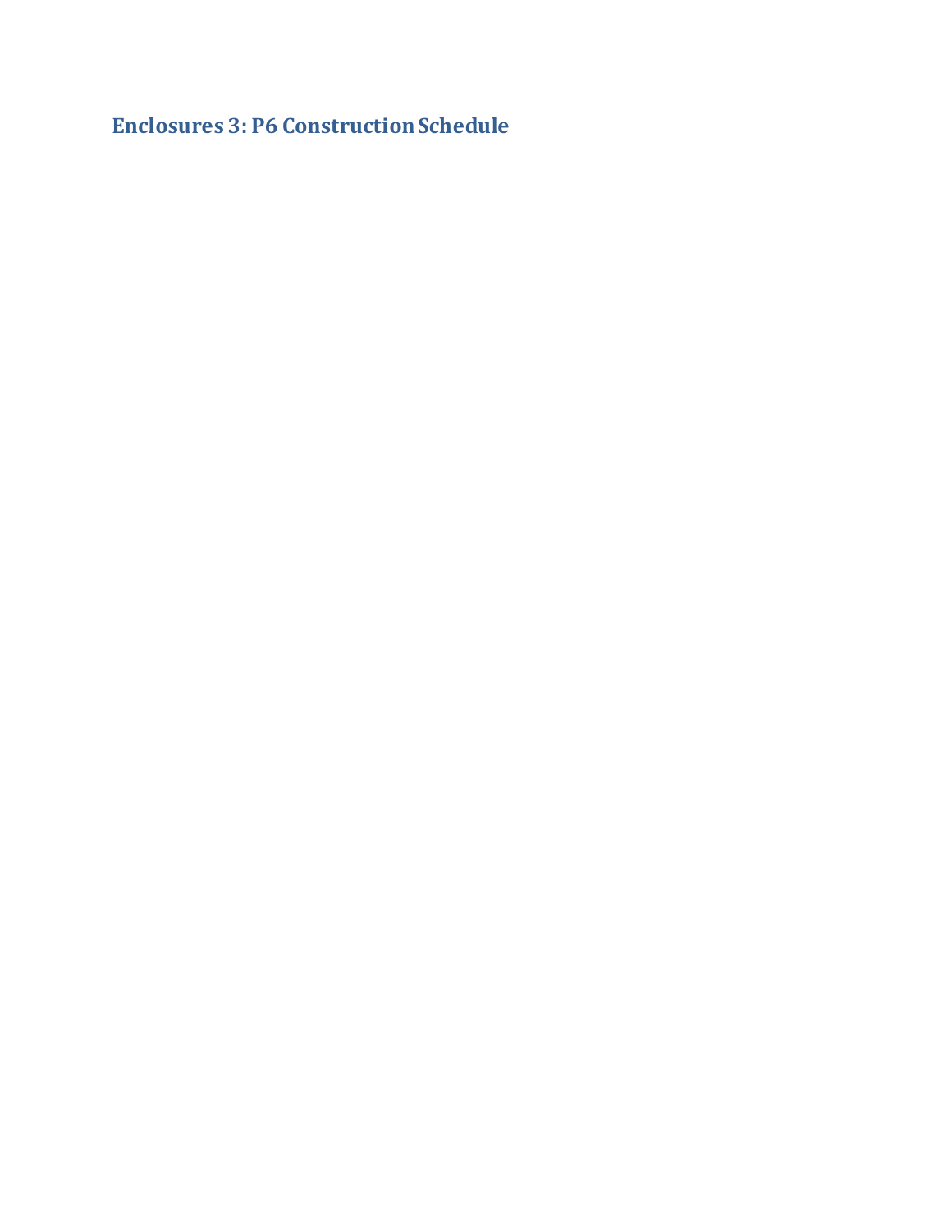## Enclosures 3: P6 Construction Schedule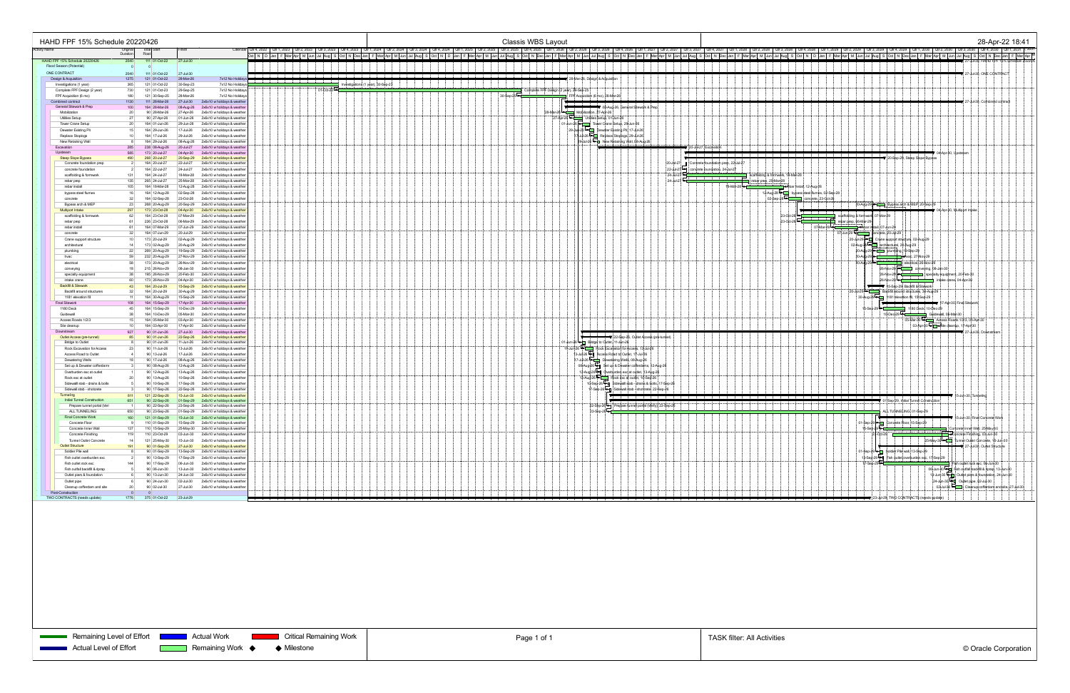# HAHD FPF 15% Schedule 20220426

Classis WBS Layout

28-Apr-22 18:41

| Activity Name | Original Duration | Total Float | Start | Finish | Calendar |
|---|---|---|---|---|---|
| HAHD FPF 15% Schedule 20220426 | 2040 | 111 | 01-Oct-22 | 27-Jul-30 | |
| Flood Season (Potential) | 0 | 0 | | | |
| ONE CONTRACT | 2040 | 111 | 01-Oct-22 | 27-Jul-30 | |
| Design & Acquisition | 1275 | 121 | 01-Oct-22 | 28-Mar-26 | 7x12 No Holidays |
| Investigations (1 year) | 365 | 121 | 01-Oct-22 | 30-Sep-23 | 7x12 No Holidays |
| Complete FPF Design (2 year) | 730 | 121 | 01-Oct-23 | 29-Sep-25 | 7x12 No Holidays |
| FPF Acquisition (6 mo) | 180 | 121 | 30-Sep-25 | 28-Mar-26 | 7x12 No Holidays |
| Combined contract | 1130 | 111 | 28-Mar-26 | 27-Jul-30 | 2x8x10 w holidays & weather |
| General Sitework & Prep | 100 | 164 | 28-Mar-26 | 08-Aug-26 | 2x8x10 w holidays & weather |
| Mobilization | 20 | 90 | 28-Mar-26 | 27-Apr-26 | 2x8x10 w holidays & weather |
| Utilities Setup | 27 | 90 | 27-Apr-26 | 01-Jun-26 | 2x8x10 w holidays & weather |
| Tower Crane Setup | 20 | 164 | 01-Jun-26 | 29-Jun-26 | 2x8x10 w holidays & weather |
| Dewater Existing Pit | 15 | 164 | 29-Jun-26 | 17-Jul-26 | 2x8x10 w holidays & weather |
| Replace Stoplogs | 10 | 164 | 17-Jul-26 | 29-Jul-26 | 2x8x10 w holidays & weather |
| New Retaining Wall | 8 | 164 | 29-Jul-26 | 08-Aug-26 | 2x8x10 w holidays & weather |
| Excavation | 285 | 239 | 08-Aug-26 | 20-Jul-27 | 2x8x10 w holidays & weather |
| Upstream | 585 | 173 | 20-Jul-27 | 04-Apr-30 | 2x8x10 w holidays & weather |
| Steep Slope Bypass | 490 | 268 | 20-Jul-27 | 20-Sep-29 | 2x8x10 w holidays & weather |
| Concrete foundation prep | 2 | 164 | 20-Jul-27 | 22-Jul-27 | 2x8x10 w holidays & weather |
| concrete foundation | 2 | 164 | 22-Jul-27 | 24-Jul-27 | 2x8x10 w holidays & weather |
| scaffolding & formwork | 131 | 164 | 24-Jul-27 | 18-Mar-28 | 2x8x10 w holidays & weather |
| rebar prep | 135 | 265 | 24-Jul-27 | 25-Mar-28 | 2x8x10 w holidays & weather |
| rebar install | 105 | 164 | 18-Mar-28 | 12-Aug-28 | 2x8x10 w holidays & weather |
| bypass steel flumes | 16 | 164 | 12-Aug-28 | 02-Sep-28 | 2x8x10 w holidays & weather |
| concrete | 32 | 164 | 02-Sep-28 | 23-Oct-28 | 2x8x10 w holidays & weather |
| Bypass arch & MEP | 23 | 268 | 20-Aug-29 | 20-Sep-29 | 2x8x10 w holidays & weather |
| Multipurt Intake | 297 | 173 | 23-Oct-28 | 04-Apr-30 | 2x8x10 w holidays & weather |
| scaffolding & formwork | 62 | 164 | 23-Oct-28 | 07-Mar-29 | 2x8x10 w holidays & weather |
| rebar prep | 61 | 226 | 23-Oct-28 | 06-Mar-29 | 2x8x10 w holidays & weather |
| rebar install | 61 | 164 | 07-Mar-29 | 07-Jun-29 | 2x8x10 w holidays & weather |
| concrete | 32 | 164 | 07-Jun-29 | 20-Jul-29 | 2x8x10 w holidays & weather |
| Crane support structure | 10 | 173 | 20-Jul-29 | 02-Aug-29 | 2x8x10 w holidays & weather |
| architectural | 14 | 173 | 02-Aug-29 | 20-Aug-29 | 2x8x10 w holidays & weather |
| plumbing | 22 | 269 | 20-Aug-29 | 19-Sep-29 | 2x8x10 w holidays & weather |
| hvac | 59 | 232 | 20-Aug-29 | 27-Nov-29 | 2x8x10 w holidays & weather |
| electrical | 58 | 173 | 20-Aug-29 | 26-Nov-29 | 2x8x10 w holidays & weather |
| conveying | 18 | 215 | 26-Nov-29 | 08-Jan-30 | 2x8x10 w holidays & weather |
| specialty equipment | 38 | 195 | 26-Nov-29 | 20-Feb-30 | 2x8x10 w holidays & weather |
| intake crane | 60 | 173 | 26-Nov-29 | 04-Apr-30 | 2x8x10 w holidays & weather |
| Backfill & Sitework | 43 | 164 | 20-Jul-29 | 15-Sep-29 | 2x8x10 w holidays & weather |
| Backfill around structures | 32 | 164 | 20-Jul-29 | 30-Aug-29 | 2x8x10 w holidays & weather |
| 1181 elevation fill | 11 | 164 | 30-Aug-29 | 15-Sep-29 | 2x8x10 w holidays & weather |
| Final Sitework | 108 | 164 | 15-Sep-29 | 17-Apr-30 | 2x8x10 w holidays & weather |
| 1180 Deck | 45 | 164 | 15-Sep-29 | 10-Dec-29 | 2x8x10 w holidays & weather |
| Guidewall | 38 | 164 | 10-Dec-29 | 05-Mar-30 | 2x8x10 w holidays & weather |
| Access Roads 1/2/3 | 15 | 164 | 05-Mar-30 | 03-Apr-30 | 2x8x10 w holidays & weather |
| Site cleanup | 10 | 164 | 03-Apr-30 | 17-Apr-30 | 2x8x10 w holidays & weather |
| Downstream | 927 | 90 | 01-Jun-26 | 27-Jul-30 | 2x8x10 w holidays & weather |
| Outlet Access (pre-tunnel) | 85 | 90 | 01-Jun-26 | 22-Sep-26 | 2x8x10 w holidays & weather |
| Bridge to Outlet | 8 | 90 | 01-Jun-26 | 11-Jun-26 | 2x8x10 w holidays & weather |
| Rock Excavation for Access | 23 | 90 | 11-Jun-26 | 13-Jul-26 | 2x8x10 w holidays & weather |
| Access Road to Outlet | 4 | 90 | 13-Jul-26 | 17-Jul-26 | 2x8x10 w holidays & weather |
| Dewatering Wells | 18 | 90 | 17-Jul-26 | 08-Aug-26 | 2x8x10 w holidays & weather |
| Set up & Dewater cofferdams | 3 | 90 | 08-Aug-26 | 12-Aug-26 | 2x8x10 w holidays & weather |
| Overburden exc at outlet | 1 | 90 | 12-Aug-26 | 13-Aug-26 | 2x8x10 w holidays & weather |
| Rock exc at outlet | 20 | 90 | 13-Aug-26 | 10-Sep-26 | 2x8x10 w holidays & weather |
| Sidewall stab - drains & bolts | 5 | 90 | 10-Sep-26 | 17-Sep-26 | 2x8x10 w holidays & weather |
| Sidewall stab - shotcrete | 3 | 90 | 17-Sep-26 | 22-Sep-26 | 2x8x10 w holidays & weather |
| Tunneling | 811 | 121 | 22-Sep-26 | 15-Jun-30 | 2x8x10 w holidays & weather |
| Initial Tunnel Construction | 651 | 90 | 22-Sep-26 | 01-Sep-29 | 2x8x10 w holidays & weather |
| Prepare tunnel portal (vent | 1 | 90 | 22-Sep-26 | 23-Sep-26 | 2x8x10 w holidays & weather |
| ALL TUNNELING | 650 | 90 | 23-Sep-26 | 01-Sep-29 | 2x8x10 w holidays & weather |
| Final Concrete Work | 160 | 121 | 01-Sep-29 | 15-Jun-30 | 2x8x10 w holidays & weather |
| Concrete Floor | 9 | 110 | 01-Sep-29 | 15-Sep-29 | 2x8x10 w holidays & weather |
| Concrete Inner Wall | 137 | 110 | 15-Sep-29 | 25-May-30 | 2x8x10 w holidays & weather |
| Concrete Finishing | 119 | 110 | 23-Oct-29 | 03-Jun-30 | 2x8x10 w holidays & weather |
| Tunnel Outlet Concrete | 14 | 121 | 25-May-30 | 15-Jun-30 | 2x8x10 w holidays & weather |
| Outlet Structure | 191 | 90 | 01-Sep-29 | 27-Jul-30 | 2x8x10 w holidays & weather |
| Soldier Pile wall | 8 | 90 | 01-Sep-29 | 13-Sep-29 | 2x8x10 w holidays & weather |
| Fish outlet overburden exc | 2 | 90 | 13-Sep-29 | 17-Sep-29 | 2x8x10 w holidays & weather |
| Fish outlet rock exc | 144 | 90 | 17-Sep-29 | 06-Jun-30 | 2x8x10 w holidays & weather |
| Fish outfall backfill & riprap | 5 | 90 | 06-Jun-30 | 13-Jun-30 | 2x8x10 w holidays & weather |
| Outlet piers & foundation | 6 | 90 | 13-Jun-30 | 24-Jun-30 | 2x8x10 w holidays & weather |
| Outlet pipe | 6 | 90 | 24-Jun-30 | 02-Jul-30 | 2x8x10 w holidays & weather |
| Cleanup cofferdam and site | 20 | 90 | 02-Jul-30 | 27-Jul-30 | 2x8x10 w holidays & weather |
| Post-Construction | 0 | 0 | | | |
| TWO CONTRACTS (needs update) | 1776 | 375 | 01-Oct-22 | 23-Jul-29 | |

Remaining Level of Effort | Actual Work | Critical Remaining Work

Actual Level of Effort | Remaining Work | Milestone

TASK filter: All Activities

© Oracle Corporation